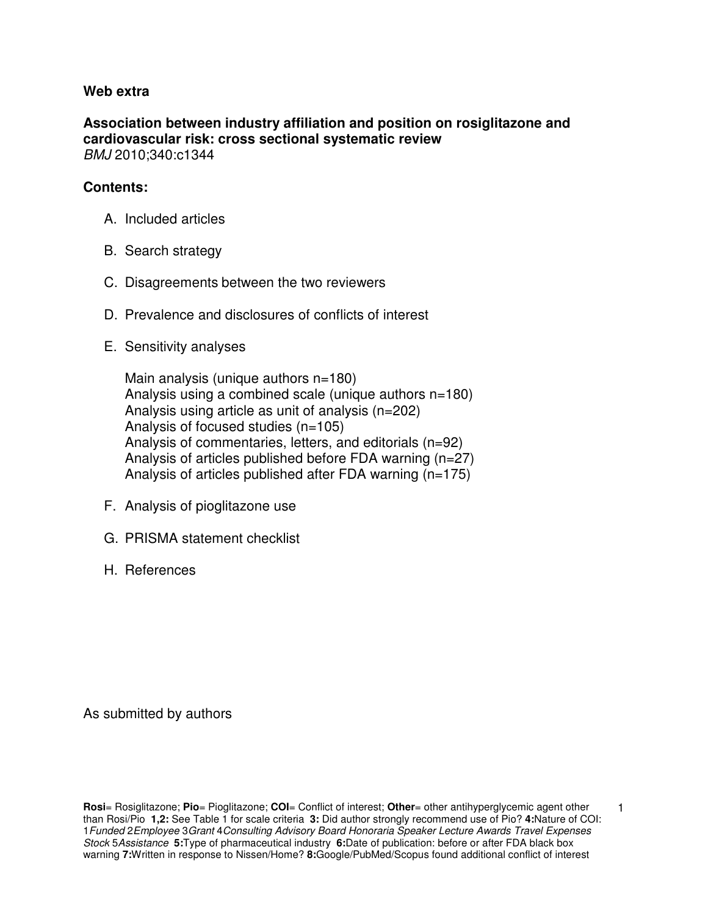**Web extra**

**Association between industry affiliation and position on rosiglitazone and cardiovascular risk: cross sectional systematic review**
*BMJ* 2010;340:c1344

**Contents:**

A. Included articles

B. Search strategy

C. Disagreements between the two reviewers

D. Prevalence and disclosures of conflicts of interest

E. Sensitivity analyses

   Main analysis (unique authors n=180)
   Analysis using a combined scale (unique authors n=180)
   Analysis using article as unit of analysis (n=202)
   Analysis of focused studies (n=105)
   Analysis of commentaries, letters, and editorials (n=92)
   Analysis of articles published before FDA warning (n=27)
   Analysis of articles published after FDA warning (n=175)

F. Analysis of pioglitazone use

G. PRISMA statement checklist

H. References

As submitted by authors

**Rosi**= Rosiglitazone; **Pio**= Pioglitazone; **COI**= Conflict of interest; **Other**= other antihyperglycemic agent other than Rosi/Pio **1,2:** See Table 1 for scale criteria **3:** Did author strongly recommend use of Pio? **4:**Nature of COI: 1*Funded* 2*Employee* 3*Grant* 4*Consulting Advisory Board Honoraria Speaker Lecture Awards Travel Expenses Stock* 5*Assistance* **5:**Type of pharmaceutical industry **6:**Date of publication: before or after FDA black box warning **7:**Written in response to Nissen/Home? **8:**Google/PubMed/Scopus found additional conflict of interest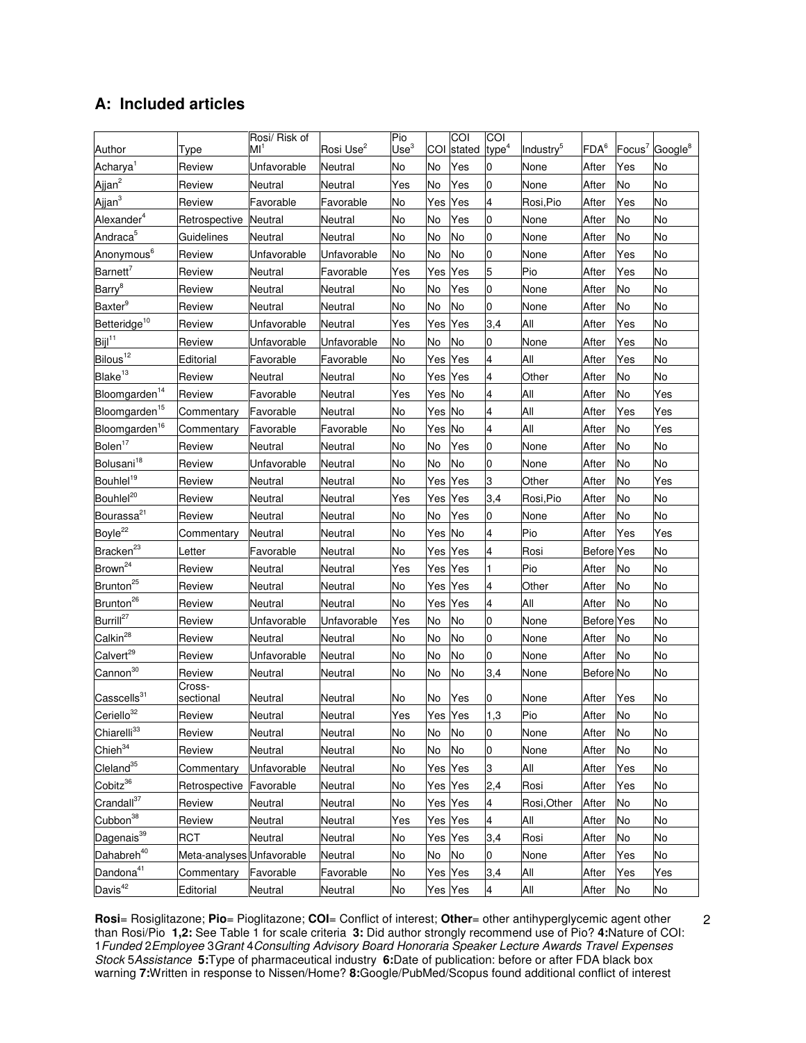## A: Included articles

| Author | Type | Rosi/ Risk of MI[1] | Rosi Use[2] | Pio Use[3] | COI | COI stated | COI type[4] | Industry[5] | FDA[6] | Focus[7] | Google[8] |
|---|---|---|---|---|---|---|---|---|---|---|---|
| Acharya[1] | Review | Unfavorable | Neutral | No | No | Yes | 0 | None | After | Yes | No |
| Ajjan[2] | Review | Neutral | Neutral | Yes | No | Yes | 0 | None | After | No | No |
| Ajjan[3] | Review | Favorable | Favorable | No | Yes | Yes | 4 | Rosi,Pio | After | Yes | No |
| Alexander[4] | Retrospective | Neutral | Neutral | No | No | Yes | 0 | None | After | No | No |
| Andraca[5] | Guidelines | Neutral | Neutral | No | No | No | 0 | None | After | No | No |
| Anonymous[6] | Review | Unfavorable | Unfavorable | No | No | No | 0 | None | After | Yes | No |
| Barnett[7] | Review | Neutral | Favorable | Yes | Yes | Yes | 5 | Pio | After | Yes | No |
| Barry[8] | Review | Neutral | Neutral | No | No | Yes | 0 | None | After | No | No |
| Baxter[9] | Review | Neutral | Neutral | No | No | No | 0 | None | After | No | No |
| Betteridge[10] | Review | Unfavorable | Neutral | Yes | Yes | Yes | 3,4 | All | After | Yes | No |
| Bijl[11] | Review | Unfavorable | Unfavorable | No | No | No | 0 | None | After | Yes | No |
| Bilous[12] | Editorial | Favorable | Favorable | No | Yes | Yes | 4 | All | After | Yes | No |
| Blake[13] | Review | Neutral | Neutral | No | Yes | Yes | 4 | Other | After | No | No |
| Bloomgarden[14] | Review | Favorable | Neutral | Yes | Yes | No | 4 | All | After | No | Yes |
| Bloomgarden[15] | Commentary | Favorable | Neutral | No | Yes | No | 4 | All | After | Yes | Yes |
| Bloomgarden[16] | Commentary | Favorable | Favorable | No | Yes | No | 4 | All | After | No | Yes |
| Bolen[17] | Review | Neutral | Neutral | No | No | Yes | 0 | None | After | No | No |
| Bolusani[18] | Review | Unfavorable | Neutral | No | No | No | 0 | None | After | No | No |
| Bouhlel[19] | Review | Neutral | Neutral | No | Yes | Yes | 3 | Other | After | No | Yes |
| Bouhlel[20] | Review | Neutral | Neutral | Yes | Yes | Yes | 3,4 | Rosi,Pio | After | No | No |
| Bourassa[21] | Review | Neutral | Neutral | No | No | Yes | 0 | None | After | No | No |
| Boyle[22] | Commentary | Neutral | Neutral | No | Yes | No | 4 | Pio | After | Yes | Yes |
| Bracken[23] | Letter | Favorable | Neutral | No | Yes | Yes | 4 | Rosi | Before | Yes | No |
| Brown[24] | Review | Neutral | Neutral | Yes | Yes | Yes | 1 | Pio | After | No | No |
| Brunton[25] | Review | Neutral | Neutral | No | Yes | Yes | 4 | Other | After | No | No |
| Brunton[26] | Review | Neutral | Neutral | No | Yes | Yes | 4 | All | After | No | No |
| Burrill[27] | Review | Unfavorable | Unfavorable | Yes | No | No | 0 | None | Before | Yes | No |
| Calkin[28] | Review | Neutral | Neutral | No | No | No | 0 | None | After | No | No |
| Calvert[29] | Review | Unfavorable | Neutral | No | No | No | 0 | None | After | No | No |
| Cannon[30] | Review | Neutral | Neutral | No | No | No | 3,4 | None | Before | No | No |
| Casscells[31] | Cross-sectional | Neutral | Neutral | No | No | Yes | 0 | None | After | Yes | No |
| Ceriello[32] | Review | Neutral | Neutral | Yes | Yes | Yes | 1,3 | Pio | After | No | No |
| Chiarelli[33] | Review | Neutral | Neutral | No | No | No | 0 | None | After | No | No |
| Chieh[34] | Review | Neutral | Neutral | No | No | No | 0 | None | After | No | No |
| Cleland[35] | Commentary | Unfavorable | Neutral | No | Yes | Yes | 3 | All | After | Yes | No |
| Cobitz[36] | Retrospective | Favorable | Neutral | No | Yes | Yes | 2,4 | Rosi | After | Yes | No |
| Crandall[37] | Review | Neutral | Neutral | No | Yes | Yes | 4 | Rosi,Other | After | No | No |
| Cubbon[38] | Review | Neutral | Neutral | Yes | Yes | Yes | 4 | All | After | No | No |
| Dagenais[39] | RCT | Neutral | Neutral | No | Yes | Yes | 3,4 | Rosi | After | No | No |
| Dahabreh[40] | Meta-analyses | Unfavorable | Neutral | No | No | No | 0 | None | After | Yes | No |
| Dandona[41] | Commentary | Favorable | Favorable | No | Yes | Yes | 3,4 | All | After | Yes | Yes |
| Davis[42] | Editorial | Neutral | Neutral | No | Yes | Yes | 4 | All | After | No | No |

**Rosi**= Rosiglitazone; **Pio**= Pioglitazone; **COI**= Conflict of interest; **Other**= other antihyperglycemic agent other than Rosi/Pio **1,2:** See Table 1 for scale criteria **3:** Did author strongly recommend use of Pio? **4:**Nature of COI: 1*Funded* 2*Employee* 3*Grant* 4*Consulting Advisory Board Honoraria Speaker Lecture Awards Travel Expenses Stock* 5*Assistance* **5:**Type of pharmaceutical industry **6:**Date of publication: before or after FDA black box warning **7:**Written in response to Nissen/Home? **8:**Google/PubMed/Scopus found additional conflict of interest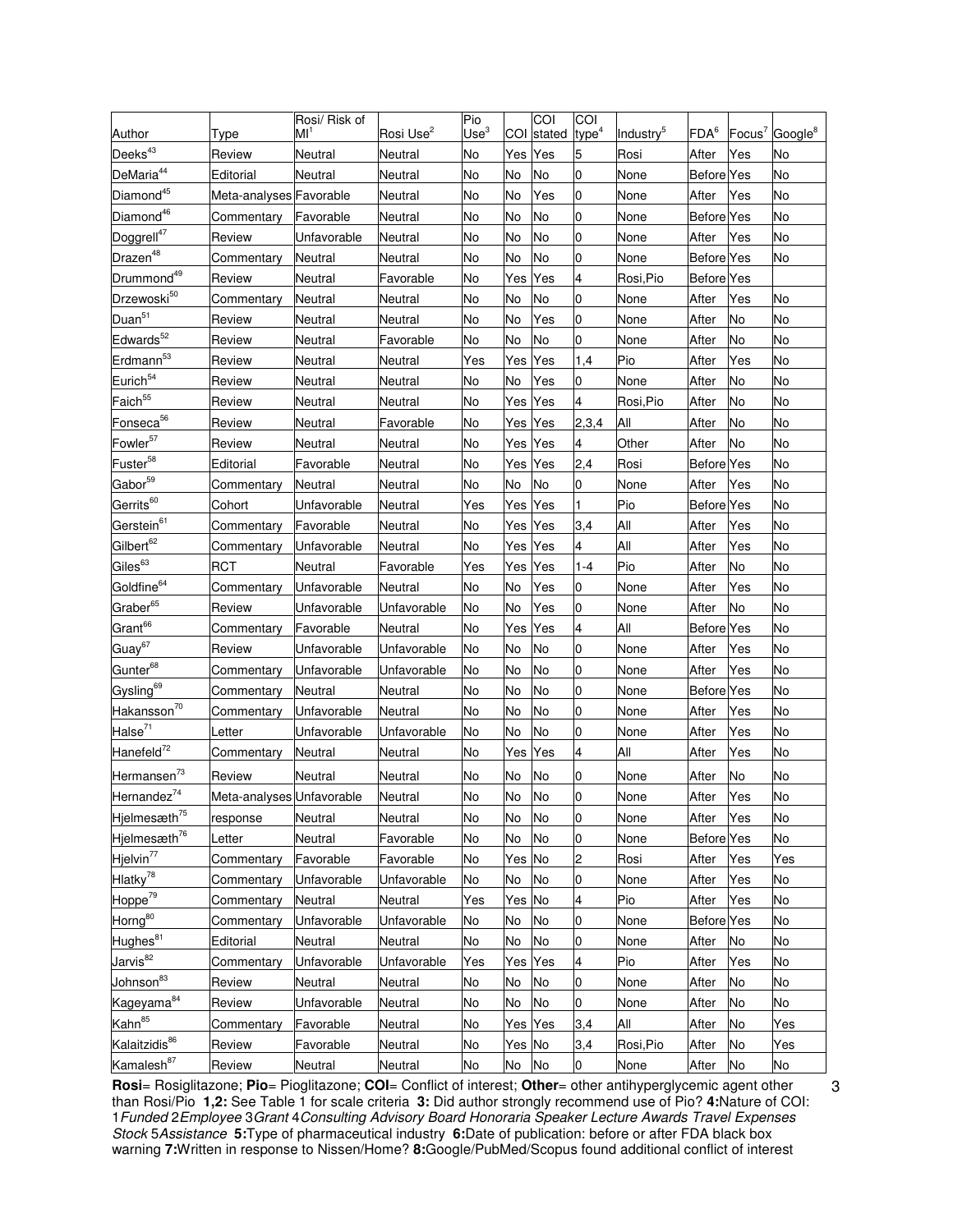| Author | Type | Rosi/ Risk of MI[1] | Rosi Use[2] | Pio Use[3] | COI | COI stated | COI type[4] | Industry[5] | FDA[6] | Focus[7] | Google[8] |
|---|---|---|---|---|---|---|---|---|---|---|---|
| Deeks[43] | Review | Neutral | Neutral | No | Yes | Yes | 5 | Rosi | After | Yes | No |
| DeMaria[44] | Editorial | Neutral | Neutral | No | No | No | 0 | None | Before | Yes | No |
| Diamond[45] | Meta-analyses | Favorable | Neutral | No | No | Yes | 0 | None | After | Yes | No |
| Diamond[46] | Commentary | Favorable | Neutral | No | No | No | 0 | None | Before | Yes | No |
| Doggrell[47] | Review | Unfavorable | Neutral | No | No | No | 0 | None | After | Yes | No |
| Drazen[48] | Commentary | Neutral | Neutral | No | No | No | 0 | None | Before | Yes | No |
| Drummond[49] | Review | Neutral | Favorable | No | Yes | Yes | 4 | Rosi,Pio | Before | Yes | |
| Drzewoski[50] | Commentary | Neutral | Neutral | No | No | No | 0 | None | After | Yes | No |
| Duan[51] | Review | Neutral | Neutral | No | No | Yes | 0 | None | After | No | No |
| Edwards[52] | Review | Neutral | Favorable | No | No | No | 0 | None | After | No | No |
| Erdmann[53] | Review | Neutral | Neutral | Yes | Yes | Yes | 1,4 | Pio | After | Yes | No |
| Eurich[54] | Review | Neutral | Neutral | No | No | Yes | 0 | None | After | No | No |
| Faich[55] | Review | Neutral | Neutral | No | Yes | Yes | 4 | Rosi,Pio | After | No | No |
| Fonseca[56] | Review | Neutral | Favorable | No | Yes | Yes | 2,3,4 | All | After | No | No |
| Fowler[57] | Review | Neutral | Neutral | No | Yes | Yes | 4 | Other | After | No | No |
| Fuster[58] | Editorial | Favorable | Neutral | No | Yes | Yes | 2,4 | Rosi | Before | Yes | No |
| Gabor[59] | Commentary | Neutral | Neutral | No | No | No | 0 | None | After | Yes | No |
| Gerrits[60] | Cohort | Unfavorable | Neutral | Yes | Yes | Yes | 1 | Pio | Before | Yes | No |
| Gerstein[61] | Commentary | Favorable | Neutral | No | Yes | Yes | 3,4 | All | After | Yes | No |
| Gilbert[62] | Commentary | Unfavorable | Neutral | No | Yes | Yes | 4 | All | After | Yes | No |
| Giles[63] | RCT | Neutral | Favorable | Yes | Yes | Yes | 1-4 | Pio | After | No | No |
| Goldfine[64] | Commentary | Unfavorable | Neutral | No | No | Yes | 0 | None | After | Yes | No |
| Graber[65] | Review | Unfavorable | Unfavorable | No | No | Yes | 0 | None | After | No | No |
| Grant[66] | Commentary | Favorable | Neutral | No | Yes | Yes | 4 | All | Before | Yes | No |
| Guay[67] | Review | Unfavorable | Unfavorable | No | No | No | 0 | None | After | Yes | No |
| Gunter[68] | Commentary | Unfavorable | Unfavorable | No | No | No | 0 | None | After | Yes | No |
| Gysling[69] | Commentary | Neutral | Neutral | No | No | No | 0 | None | Before | Yes | No |
| Hakansson[70] | Commentary | Unfavorable | Neutral | No | No | No | 0 | None | After | Yes | No |
| Halse[71] | Letter | Unfavorable | Unfavorable | No | No | No | 0 | None | After | Yes | No |
| Hanefeld[72] | Commentary | Neutral | Neutral | No | Yes | Yes | 4 | All | After | Yes | No |
| Hermansen[73] | Review | Neutral | Neutral | No | No | No | 0 | None | After | No | No |
| Hernandez[74] | Meta-analyses | Unfavorable | Neutral | No | No | No | 0 | None | After | Yes | No |
| Hjelmesæth[75] | response | Neutral | Neutral | No | No | No | 0 | None | After | Yes | No |
| Hjelmesæth[76] | Letter | Neutral | Favorable | No | No | No | 0 | None | Before | Yes | No |
| Hjelvin[77] | Commentary | Favorable | Favorable | No | Yes | No | 2 | Rosi | After | Yes | Yes |
| Hlatky[78] | Commentary | Unfavorable | Unfavorable | No | No | No | 0 | None | After | Yes | No |
| Hoppe[79] | Commentary | Neutral | Neutral | Yes | Yes | No | 4 | Pio | After | Yes | No |
| Horng[80] | Commentary | Unfavorable | Unfavorable | No | No | No | 0 | None | Before | Yes | No |
| Hughes[81] | Editorial | Neutral | Neutral | No | No | No | 0 | None | After | No | No |
| Jarvis[82] | Commentary | Unfavorable | Unfavorable | Yes | Yes | Yes | 4 | Pio | After | Yes | No |
| Johnson[83] | Review | Neutral | Neutral | No | No | No | 0 | None | After | No | No |
| Kageyama[84] | Review | Unfavorable | Neutral | No | No | No | 0 | None | After | No | No |
| Kahn[85] | Commentary | Favorable | Neutral | No | Yes | Yes | 3,4 | All | After | No | Yes |
| Kalaitzidis[86] | Review | Favorable | Neutral | No | Yes | No | 3,4 | Rosi,Pio | After | No | Yes |
| Kamalesh[87] | Review | Neutral | Neutral | No | No | No | 0 | None | After | No | No |

**Rosi**= Rosiglitazone; **Pio**= Pioglitazone; **COI**= Conflict of interest; **Other**= other antihyperglycemic agent other than Rosi/Pio **1,2:** See Table 1 for scale criteria **3:** Did author strongly recommend use of Pio? **4:**Nature of COI: 1*Funded* 2*Employee* 3*Grant* 4*Consulting Advisory Board Honoraria Speaker Lecture Awards Travel Expenses Stock* 5*Assistance* **5:**Type of pharmaceutical industry **6:**Date of publication: before or after FDA black box warning **7:**Written in response to Nissen/Home? **8:**Google/PubMed/Scopus found additional conflict of interest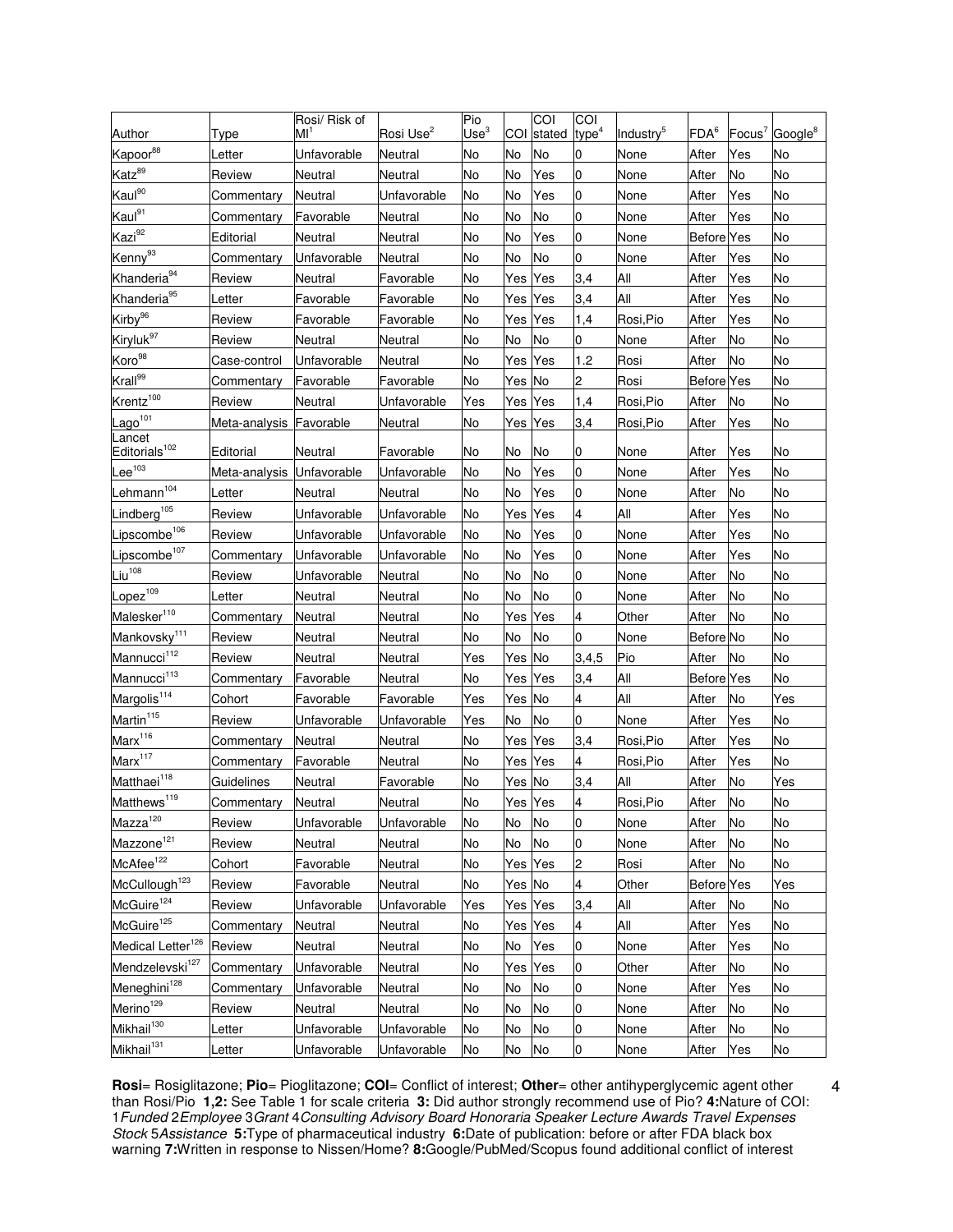| Author | Type | Rosi/ Risk of MI[1] | Rosi Use[2] | Pio Use[3] | COI | COI stated | COI type[4] | Industry[5] | FDA[6] | Focus[7] | Google[8] |
|---|---|---|---|---|---|---|---|---|---|---|---|
| Kapoor[88] | Letter | Unfavorable | Neutral | No | No | No | 0 | None | After | Yes | No |
| Katz[89] | Review | Neutral | Neutral | No | No | Yes | 0 | None | After | No | No |
| Kaul[90] | Commentary | Neutral | Unfavorable | No | No | Yes | 0 | None | After | Yes | No |
| Kaul[91] | Commentary | Favorable | Neutral | No | No | No | 0 | None | After | Yes | No |
| Kazi[92] | Editorial | Neutral | Neutral | No | No | Yes | 0 | None | Before | Yes | No |
| Kenny[93] | Commentary | Unfavorable | Neutral | No | No | No | 0 | None | After | Yes | No |
| Khanderia[94] | Review | Neutral | Favorable | No | Yes | Yes | 3,4 | All | After | Yes | No |
| Khanderia[95] | Letter | Favorable | Favorable | No | Yes | Yes | 3,4 | All | After | Yes | No |
| Kirby[96] | Review | Favorable | Favorable | No | Yes | Yes | 1,4 | Rosi,Pio | After | Yes | No |
| Kiryluk[97] | Review | Neutral | Neutral | No | No | No | 0 | None | After | No | No |
| Koro[98] | Case-control | Unfavorable | Neutral | No | Yes | Yes | 1.2 | Rosi | After | No | No |
| Krall[99] | Commentary | Favorable | Favorable | No | Yes | No | 2 | Rosi | Before | Yes | No |
| Krentz[100] | Review | Neutral | Unfavorable | Yes | Yes | Yes | 1,4 | Rosi,Pio | After | No | No |
| Lago[101] | Meta-analysis | Favorable | Neutral | No | Yes | Yes | 3,4 | Rosi,Pio | After | Yes | No |
| Lancet Editorials[102] | Editorial | Neutral | Favorable | No | No | No | 0 | None | After | Yes | No |
| Lee[103] | Meta-analysis | Unfavorable | Unfavorable | No | No | Yes | 0 | None | After | Yes | No |
| Lehmann[104] | Letter | Neutral | Neutral | No | No | Yes | 0 | None | After | No | No |
| Lindberg[105] | Review | Unfavorable | Unfavorable | No | Yes | Yes | 4 | All | After | Yes | No |
| Lipscombe[106] | Review | Unfavorable | Unfavorable | No | No | Yes | 0 | None | After | Yes | No |
| Lipscombe[107] | Commentary | Unfavorable | Unfavorable | No | No | Yes | 0 | None | After | Yes | No |
| Liu[108] | Review | Unfavorable | Neutral | No | No | No | 0 | None | After | No | No |
| Lopez[109] | Letter | Neutral | Neutral | No | No | No | 0 | None | After | No | No |
| Malesker[110] | Commentary | Neutral | Neutral | No | Yes | Yes | 4 | Other | After | No | No |
| Mankovsky[111] | Review | Neutral | Neutral | No | No | No | 0 | None | Before | No | No |
| Mannucci[112] | Review | Neutral | Neutral | Yes | Yes | No | 3,4,5 | Pio | After | No | No |
| Mannucci[113] | Commentary | Favorable | Neutral | No | Yes | Yes | 3,4 | All | Before | Yes | No |
| Margolis[114] | Cohort | Favorable | Favorable | Yes | Yes | No | 4 | All | After | No | Yes |
| Martin[115] | Review | Unfavorable | Unfavorable | Yes | No | No | 0 | None | After | Yes | No |
| Marx[116] | Commentary | Neutral | Neutral | No | Yes | Yes | 3,4 | Rosi,Pio | After | Yes | No |
| Marx[117] | Commentary | Favorable | Neutral | No | Yes | Yes | 4 | Rosi,Pio | After | Yes | No |
| Matthaei[118] | Guidelines | Neutral | Favorable | No | Yes | No | 3,4 | All | After | No | Yes |
| Matthews[119] | Commentary | Neutral | Neutral | No | Yes | Yes | 4 | Rosi,Pio | After | No | No |
| Mazza[120] | Review | Unfavorable | Unfavorable | No | No | No | 0 | None | After | No | No |
| Mazzone[121] | Review | Neutral | Neutral | No | No | No | 0 | None | After | No | No |
| McAfee[122] | Cohort | Favorable | Neutral | No | Yes | Yes | 2 | Rosi | After | No | No |
| McCullough[123] | Review | Favorable | Neutral | No | Yes | No | 4 | Other | Before | Yes | Yes |
| McGuire[124] | Review | Unfavorable | Unfavorable | Yes | Yes | Yes | 3,4 | All | After | No | No |
| McGuire[125] | Commentary | Neutral | Neutral | No | Yes | Yes | 4 | All | After | Yes | No |
| Medical Letter[126] | Review | Neutral | Neutral | No | No | Yes | 0 | None | After | Yes | No |
| Mendzelevski[127] | Commentary | Unfavorable | Neutral | No | Yes | Yes | 0 | Other | After | No | No |
| Meneghini[128] | Commentary | Unfavorable | Neutral | No | No | No | 0 | None | After | Yes | No |
| Merino[129] | Review | Neutral | Neutral | No | No | No | 0 | None | After | No | No |
| Mikhail[130] | Letter | Unfavorable | Unfavorable | No | No | No | 0 | None | After | No | No |
| Mikhail[131] | Letter | Unfavorable | Unfavorable | No | No | No | 0 | None | After | Yes | No |

**Rosi**= Rosiglitazone; **Pio**= Pioglitazone; **COI**= Conflict of interest; **Other**= other antihyperglycemic agent other than Rosi/Pio **1,2:** See Table 1 for scale criteria **3:** Did author strongly recommend use of Pio? **4:**Nature of COI: 1*Funded* 2*Employee* 3*Grant* 4*Consulting Advisory Board Honoraria Speaker Lecture Awards Travel Expenses Stock* 5*Assistance* **5:**Type of pharmaceutical industry **6:**Date of publication: before or after FDA black box warning **7:**Written in response to Nissen/Home? **8:**Google/PubMed/Scopus found additional conflict of interest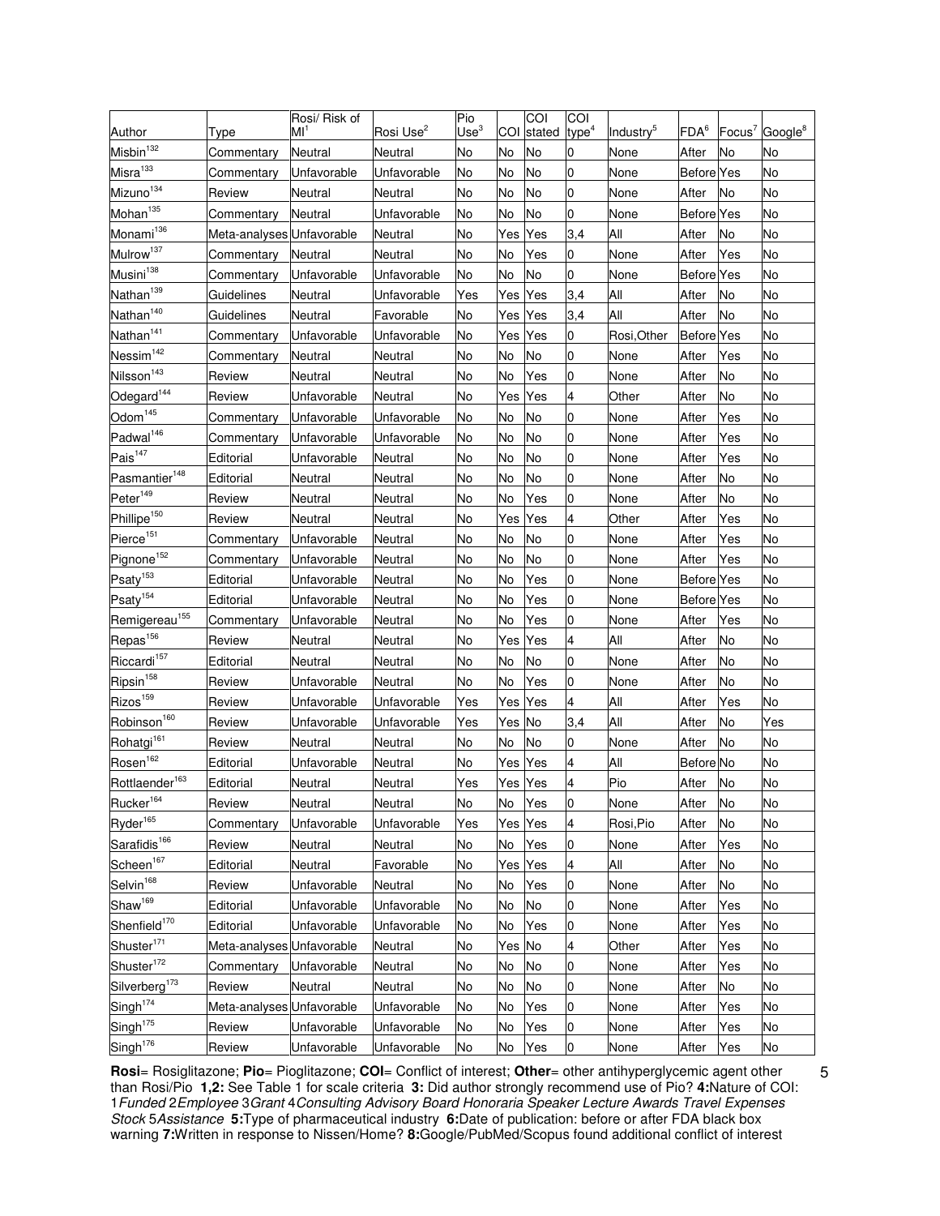| Author | Type | Rosi/ Risk of MI[1] | Rosi Use[2] | Pio Use[3] | COI | COI stated | COI type[4] | Industry[5] | FDA[6] | Focus[7] | Google[8] |
|---|---|---|---|---|---|---|---|---|---|---|---|
| Misbin[132] | Commentary | Neutral | Neutral | No | No | No | 0 | None | After | No | No |
| Misra[133] | Commentary | Unfavorable | Unfavorable | No | No | No | 0 | None | Before | Yes | No |
| Mizuno[134] | Review | Neutral | Neutral | No | No | No | 0 | None | After | No | No |
| Mohan[135] | Commentary | Neutral | Unfavorable | No | No | No | 0 | None | Before | Yes | No |
| Monami[136] | Meta-analyses | Unfavorable | Neutral | No | Yes | Yes | 3,4 | All | After | No | No |
| Mulrow[137] | Commentary | Neutral | Neutral | No | No | Yes | 0 | None | After | Yes | No |
| Musini[138] | Commentary | Unfavorable | Unfavorable | No | No | No | 0 | None | Before | Yes | No |
| Nathan[139] | Guidelines | Neutral | Unfavorable | Yes | Yes | Yes | 3,4 | All | After | No | No |
| Nathan[140] | Guidelines | Neutral | Favorable | No | Yes | Yes | 3,4 | All | After | No | No |
| Nathan[141] | Commentary | Unfavorable | Unfavorable | No | Yes | Yes | 0 | Rosi,Other | Before | Yes | No |
| Nessim[142] | Commentary | Neutral | Neutral | No | No | No | 0 | None | After | Yes | No |
| Nilsson[143] | Review | Neutral | Neutral | No | No | Yes | 0 | None | After | No | No |
| Odegard[144] | Review | Unfavorable | Neutral | No | Yes | Yes | 4 | Other | After | No | No |
| Odom[145] | Commentary | Unfavorable | Unfavorable | No | No | No | 0 | None | After | Yes | No |
| Padwal[146] | Commentary | Unfavorable | Unfavorable | No | No | No | 0 | None | After | Yes | No |
| Pais[147] | Editorial | Unfavorable | Neutral | No | No | No | 0 | None | After | Yes | No |
| Pasmantier[148] | Editorial | Neutral | Neutral | No | No | No | 0 | None | After | No | No |
| Peter[149] | Review | Neutral | Neutral | No | No | Yes | 0 | None | After | No | No |
| Phillipe[150] | Review | Neutral | Neutral | No | Yes | Yes | 4 | Other | After | Yes | No |
| Pierce[151] | Commentary | Unfavorable | Neutral | No | No | No | 0 | None | After | Yes | No |
| Pignone[152] | Commentary | Unfavorable | Neutral | No | No | No | 0 | None | After | Yes | No |
| Psaty[153] | Editorial | Unfavorable | Neutral | No | No | Yes | 0 | None | Before | Yes | No |
| Psaty[154] | Editorial | Unfavorable | Neutral | No | No | Yes | 0 | None | Before | Yes | No |
| Remigereau[155] | Commentary | Unfavorable | Neutral | No | No | Yes | 0 | None | After | Yes | No |
| Repas[156] | Review | Neutral | Neutral | No | Yes | Yes | 4 | All | After | No | No |
| Riccardi[157] | Editorial | Neutral | Neutral | No | No | No | 0 | None | After | No | No |
| Ripsin[158] | Review | Unfavorable | Neutral | No | No | Yes | 0 | None | After | No | No |
| Rizos[159] | Review | Unfavorable | Unfavorable | Yes | Yes | Yes | 4 | All | After | Yes | No |
| Robinson[160] | Review | Unfavorable | Unfavorable | Yes | Yes | No | 3,4 | All | After | No | Yes |
| Rohatgi[161] | Review | Neutral | Neutral | No | No | No | 0 | None | After | No | No |
| Rosen[162] | Editorial | Unfavorable | Neutral | No | Yes | Yes | 4 | All | Before | No | No |
| Rottlaender[163] | Editorial | Neutral | Neutral | Yes | Yes | Yes | 4 | Pio | After | No | No |
| Rucker[164] | Review | Neutral | Neutral | No | No | Yes | 0 | None | After | No | No |
| Ryder[165] | Commentary | Unfavorable | Unfavorable | Yes | Yes | Yes | 4 | Rosi,Pio | After | No | No |
| Sarafidis[166] | Review | Neutral | Neutral | No | No | Yes | 0 | None | After | Yes | No |
| Scheen[167] | Editorial | Neutral | Favorable | No | Yes | Yes | 4 | All | After | No | No |
| Selvin[168] | Review | Unfavorable | Neutral | No | No | Yes | 0 | None | After | No | No |
| Shaw[169] | Editorial | Unfavorable | Unfavorable | No | No | No | 0 | None | After | Yes | No |
| Shenfield[170] | Editorial | Unfavorable | Unfavorable | No | No | Yes | 0 | None | After | Yes | No |
| Shuster[171] | Meta-analyses | Unfavorable | Neutral | No | Yes | No | 4 | Other | After | Yes | No |
| Shuster[172] | Commentary | Unfavorable | Neutral | No | No | No | 0 | None | After | Yes | No |
| Silverberg[173] | Review | Neutral | Neutral | No | No | No | 0 | None | After | No | No |
| Singh[174] | Meta-analyses | Unfavorable | Unfavorable | No | No | Yes | 0 | None | After | Yes | No |
| Singh[175] | Review | Unfavorable | Unfavorable | No | No | Yes | 0 | None | After | Yes | No |
| Singh[176] | Review | Unfavorable | Unfavorable | No | No | Yes | 0 | None | After | Yes | No |

**Rosi**= Rosiglitazone; **Pio**= Pioglitazone; **COI**= Conflict of interest; **Other**= other antihyperglycemic agent other than Rosi/Pio **1,2:** See Table 1 for scale criteria **3:** Did author strongly recommend use of Pio? **4:**Nature of COI: 1*Funded* 2*Employee* 3*Grant* 4*Consulting Advisory Board Honoraria Speaker Lecture Awards Travel Expenses Stock* 5*Assistance* **5:**Type of pharmaceutical industry **6:**Date of publication: before or after FDA black box warning **7:**Written in response to Nissen/Home? **8:**Google/PubMed/Scopus found additional conflict of interest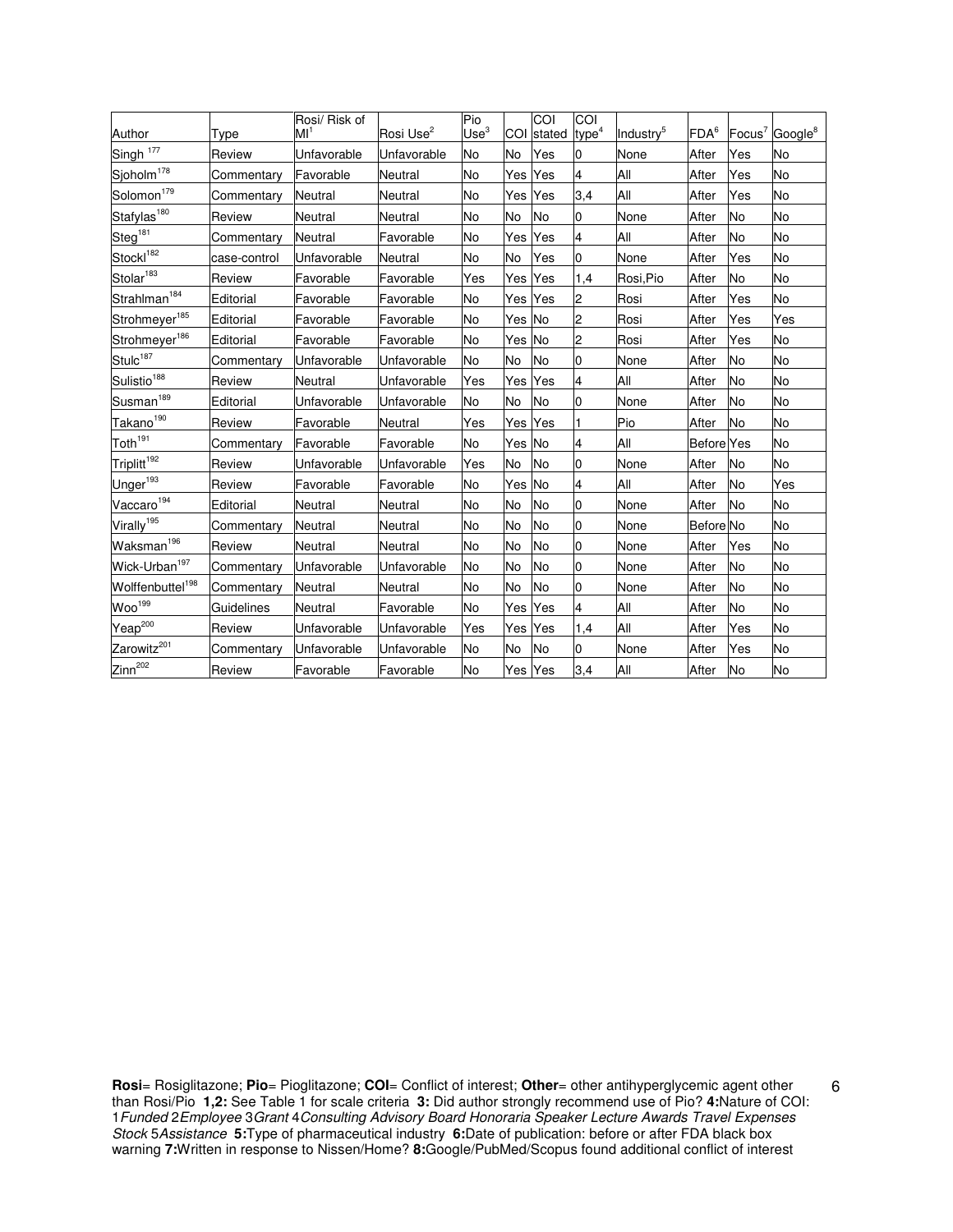| Author | Type | Rosi/ Risk of MI[1] | Rosi Use[2] | Pio Use[3] | COI | COI stated | COI type[4] | Industry[5] | FDA[6] | Focus[7] | Google[8] |
|---|---|---|---|---|---|---|---|---|---|---|---|
| Singh[177] | Review | Unfavorable | Unfavorable | No | No | Yes | 0 | None | After | Yes | No |
| Sjoholm[178] | Commentary | Favorable | Neutral | No | Yes | Yes | 4 | All | After | Yes | No |
| Solomon[179] | Commentary | Neutral | Neutral | No | Yes | Yes | 3,4 | All | After | Yes | No |
| Stafylas[180] | Review | Neutral | Neutral | No | No | No | 0 | None | After | No | No |
| Steg[181] | Commentary | Neutral | Favorable | No | Yes | Yes | 4 | All | After | No | No |
| Stockl[182] | case-control | Unfavorable | Neutral | No | No | Yes | 0 | None | After | Yes | No |
| Stolar[183] | Review | Favorable | Favorable | Yes | Yes | Yes | 1,4 | Rosi,Pio | After | No | No |
| Strahlman[184] | Editorial | Favorable | Favorable | No | Yes | Yes | 2 | Rosi | After | Yes | No |
| Strohmeyer[185] | Editorial | Favorable | Favorable | No | Yes | No | 2 | Rosi | After | Yes | Yes |
| Strohmeyer[186] | Editorial | Favorable | Favorable | No | Yes | No | 2 | Rosi | After | Yes | No |
| Stulc[187] | Commentary | Unfavorable | Unfavorable | No | No | No | 0 | None | After | No | No |
| Sulistio[188] | Review | Neutral | Unfavorable | Yes | Yes | Yes | 4 | All | After | No | No |
| Susman[189] | Editorial | Unfavorable | Unfavorable | No | No | No | 0 | None | After | No | No |
| Takano[190] | Review | Favorable | Neutral | Yes | Yes | Yes | 1 | Pio | After | No | No |
| Toth[191] | Commentary | Favorable | Favorable | No | Yes | No | 4 | All | Before | Yes | No |
| Triplitt[192] | Review | Unfavorable | Unfavorable | Yes | No | No | 0 | None | After | No | No |
| Unger[193] | Review | Favorable | Favorable | No | Yes | No | 4 | All | After | No | Yes |
| Vaccaro[194] | Editorial | Neutral | Neutral | No | No | No | 0 | None | After | No | No |
| Virally[195] | Commentary | Neutral | Neutral | No | No | No | 0 | None | Before | No | No |
| Waksman[196] | Review | Neutral | Neutral | No | No | No | 0 | None | After | Yes | No |
| Wick-Urban[197] | Commentary | Unfavorable | Unfavorable | No | No | No | 0 | None | After | No | No |
| Wolffenbuttel[198] | Commentary | Neutral | Neutral | No | No | No | 0 | None | After | No | No |
| Woo[199] | Guidelines | Neutral | Favorable | No | Yes | Yes | 4 | All | After | No | No |
| Yeap[200] | Review | Unfavorable | Unfavorable | Yes | Yes | Yes | 1,4 | All | After | Yes | No |
| Zarowitz[201] | Commentary | Unfavorable | Unfavorable | No | No | No | 0 | None | After | Yes | No |
| Zinn[202] | Review | Favorable | Favorable | No | Yes | Yes | 3,4 | All | After | No | No |

**Rosi**= Rosiglitazone; **Pio**= Pioglitazone; **COI**= Conflict of interest; **Other**= other antihyperglycemic agent other than Rosi/Pio **1,2:** See Table 1 for scale criteria **3:** Did author strongly recommend use of Pio? **4:**Nature of COI: 1*Funded* 2*Employee* 3*Grant* 4*Consulting Advisory Board Honoraria Speaker Lecture Awards Travel Expenses Stock* 5*Assistance* **5:**Type of pharmaceutical industry **6:**Date of publication: before or after FDA black box warning **7:**Written in response to Nissen/Home? **8:**Google/PubMed/Scopus found additional conflict of interest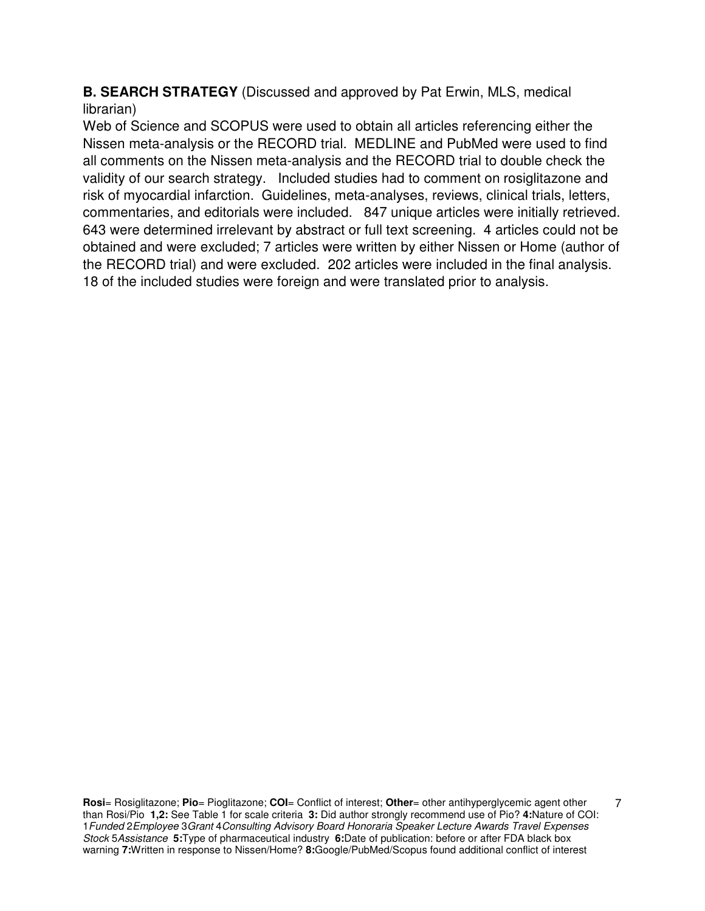**B. SEARCH STRATEGY** (Discussed and approved by Pat Erwin, MLS, medical librarian)

Web of Science and SCOPUS were used to obtain all articles referencing either the Nissen meta-analysis or the RECORD trial. MEDLINE and PubMed were used to find all comments on the Nissen meta-analysis and the RECORD trial to double check the validity of our search strategy. Included studies had to comment on rosiglitazone and risk of myocardial infarction. Guidelines, meta-analyses, reviews, clinical trials, letters, commentaries, and editorials were included. 847 unique articles were initially retrieved. 643 were determined irrelevant by abstract or full text screening. 4 articles could not be obtained and were excluded; 7 articles were written by either Nissen or Home (author of the RECORD trial) and were excluded. 202 articles were included in the final analysis. 18 of the included studies were foreign and were translated prior to analysis.

**Rosi**= Rosiglitazone; **Pio**= Pioglitazone; **COI**= Conflict of interest; **Other**= other antihyperglycemic agent other than Rosi/Pio **1,2:** See Table 1 for scale criteria **3:** Did author strongly recommend use of Pio? **4:**Nature of COI: 1*Funded* 2*Employee* 3*Grant* 4*Consulting Advisory Board Honoraria Speaker Lecture Awards Travel Expenses Stock* 5*Assistance* **5:**Type of pharmaceutical industry **6:**Date of publication: before or after FDA black box warning **7:**Written in response to Nissen/Home? **8:**Google/PubMed/Scopus found additional conflict of interest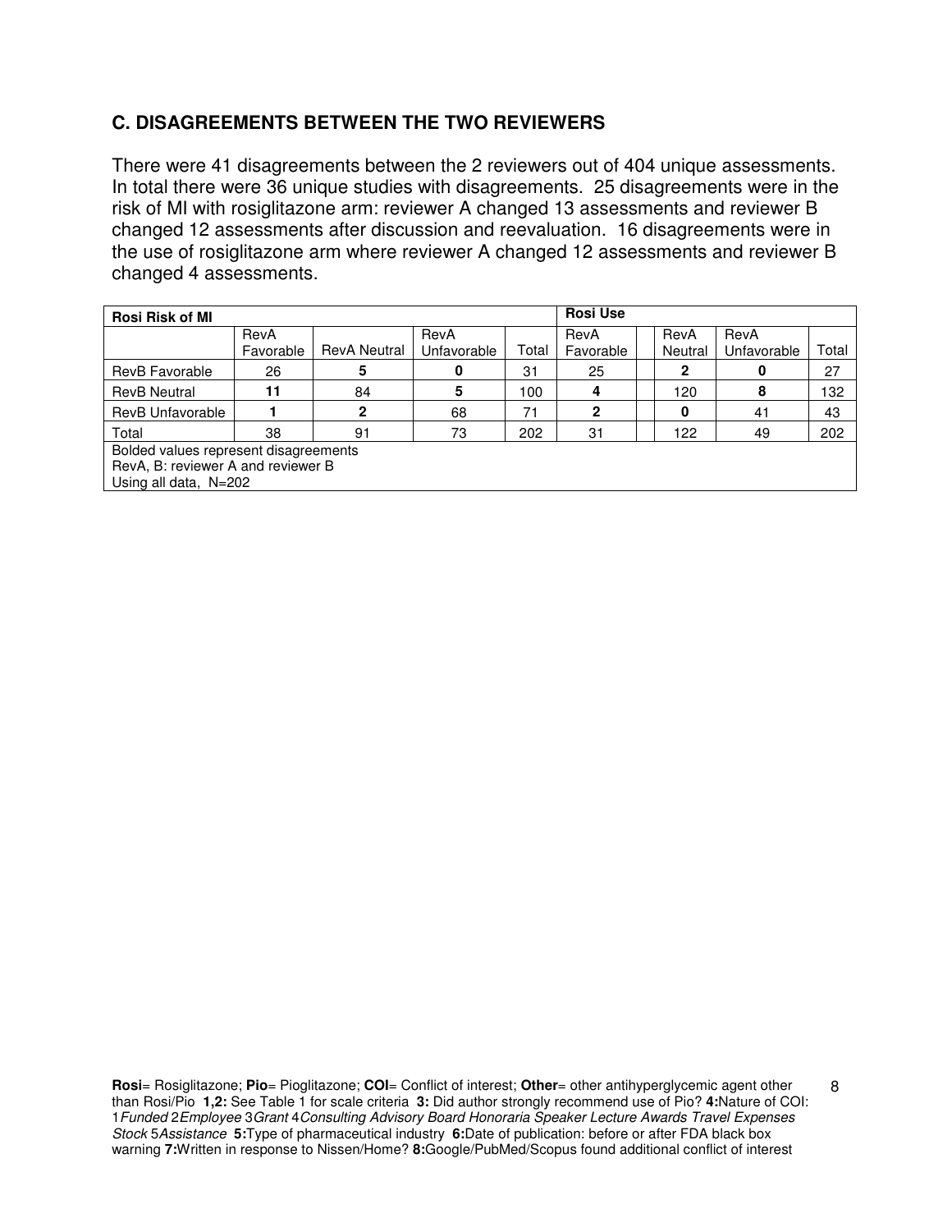## C. DISAGREEMENTS BETWEEN THE TWO REVIEWERS

There were 41 disagreements between the 2 reviewers out of 404 unique assessments. In total there were 36 unique studies with disagreements. 25 disagreements were in the risk of MI with rosiglitazone arm: reviewer A changed 13 assessments and reviewer B changed 12 assessments after discussion and reevaluation. 16 disagreements were in the use of rosiglitazone arm where reviewer A changed 12 assessments and reviewer B changed 4 assessments.

| **Rosi Risk of MI** | | | | | **Rosi Use** | | | |
|---|---|---|---|---|---|---|---|---|
| | RevA Favorable | RevA Neutral | RevA Unfavorable | Total | RevA Favorable | RevA Neutral | RevA Unfavorable | Total |
| RevB Favorable | 26 | **5** | **0** | 31 | 25 | **2** | **0** | 27 |
| RevB Neutral | **11** | 84 | **5** | 100 | **4** | 120 | **8** | 132 |
| RevB Unfavorable | **1** | **2** | 68 | 71 | **2** | **0** | 41 | 43 |
| Total | 38 | 91 | 73 | 202 | 31 | 122 | 49 | 202 |

Bolded values represent disagreements
RevA, B: reviewer A and reviewer B
Using all data, N=202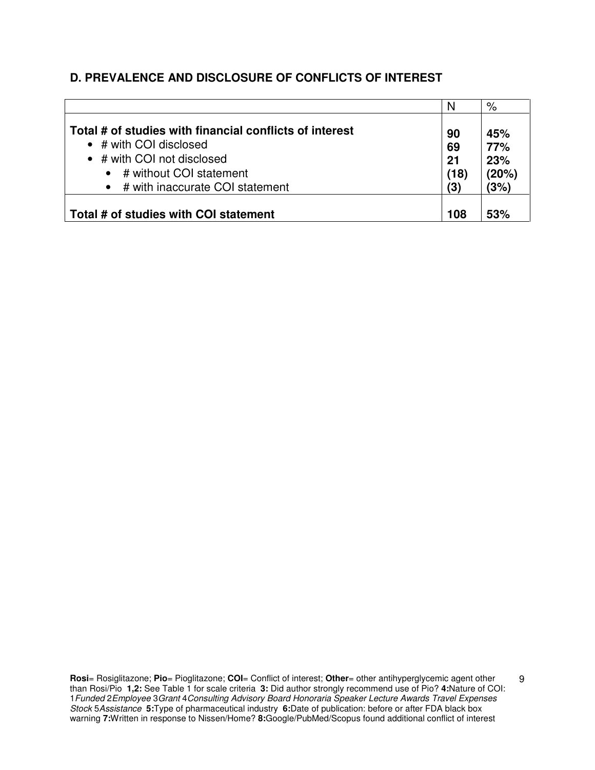## D. PREVALENCE AND DISCLOSURE OF CONFLICTS OF INTEREST

| | N | % |
|---|---|---|
| **Total # of studies with financial conflicts of interest** | **90** | **45%** |
| • # with COI disclosed | **69** | **77%** |
| • # with COI not disclosed | **21** | **23%** |
| &nbsp;&nbsp;&nbsp;&nbsp;• # without COI statement | **(18)** | **(20%)** |
| &nbsp;&nbsp;&nbsp;&nbsp;• # with inaccurate COI statement | **(3)** | **(3%)** |
| **Total # of studies with COI statement** | **108** | **53%** |

**Rosi**= Rosiglitazone; **Pio**= Pioglitazone; **COI**= Conflict of interest; **Other**= other antihyperglycemic agent other than Rosi/Pio **1,2:** See Table 1 for scale criteria **3:** Did author strongly recommend use of Pio? **4:**Nature of COI: 1*Funded* 2*Employee* 3*Grant* 4*Consulting Advisory Board Honoraria Speaker Lecture Awards Travel Expenses Stock* 5*Assistance* **5:**Type of pharmaceutical industry **6:**Date of publication: before or after FDA black box warning **7:**Written in response to Nissen/Home? **8:**Google/PubMed/Scopus found additional conflict of interest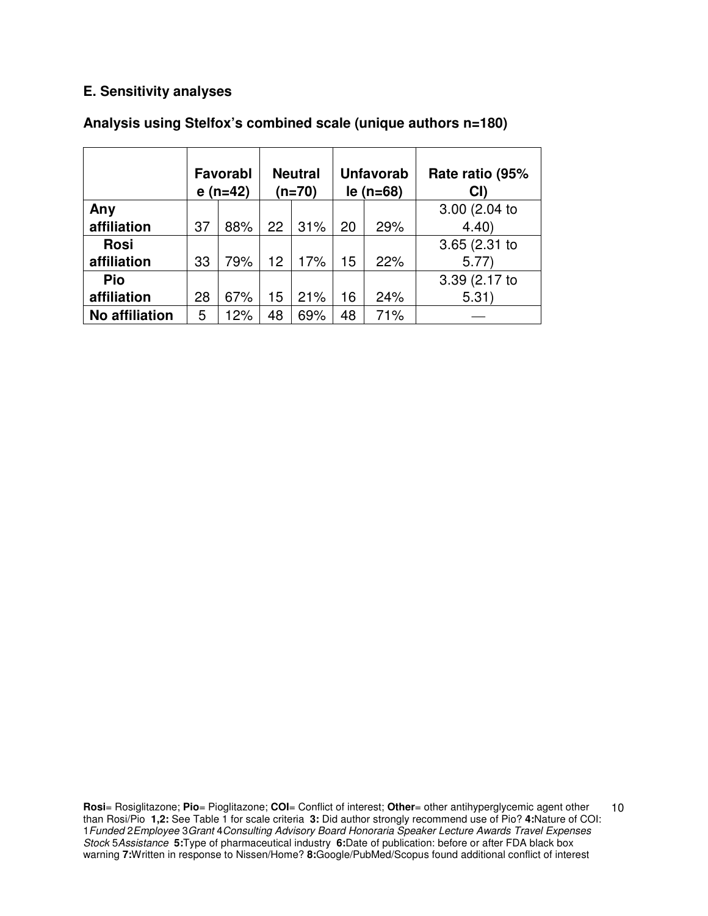### E. Sensitivity analyses

### Analysis using Stelfox's combined scale (unique authors n=180)

| | Favorable (n=42) | | Neutral (n=70) | | Unfavorable (n=68) | | Rate ratio (95% CI) |
|---|---|---|---|---|---|---|---|
| **Any affiliation** | 37 | 88% | 22 | 31% | 20 | 29% | 3.00 (2.04 to 4.40) |
| **Rosi affiliation** | 33 | 79% | 12 | 17% | 15 | 22% | 3.65 (2.31 to 5.77) |
| **Pio affiliation** | 28 | 67% | 15 | 21% | 16 | 24% | 3.39 (2.17 to 5.31) |
| **No affiliation** | 5 | 12% | 48 | 69% | 48 | 71% | — |

**Rosi**= Rosiglitazone; **Pio**= Pioglitazone; **COI**= Conflict of interest; **Other**= other antihyperglycemic agent other than Rosi/Pio **1,2:** See Table 1 for scale criteria **3:** Did author strongly recommend use of Pio? **4:**Nature of COI: 1*Funded* 2*Employee* 3*Grant* 4*Consulting Advisory Board Honoraria Speaker Lecture Awards Travel Expenses Stock* 5*Assistance* **5:**Type of pharmaceutical industry **6:**Date of publication: before or after FDA black box warning **7:**Written in response to Nissen/Home? **8:**Google/PubMed/Scopus found additional conflict of interest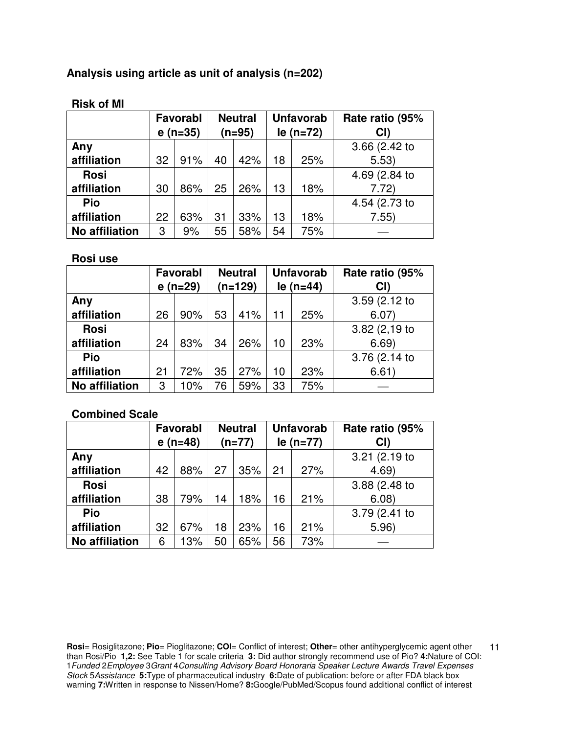**Analysis using article as unit of analysis (n=202)**

**Risk of MI**

| | Favorable (n=35) | | Neutral (n=95) | | Unfavorable (n=72) | | Rate ratio (95% CI) |
|---|---|---|---|---|---|---|---|
| **Any affiliation** | 32 | 91% | 40 | 42% | 18 | 25% | 3.66 (2.42 to 5.53) |
| **Rosi affiliation** | 30 | 86% | 25 | 26% | 13 | 18% | 4.69 (2.84 to 7.72) |
| **Pio affiliation** | 22 | 63% | 31 | 33% | 13 | 18% | 4.54 (2.73 to 7.55) |
| **No affiliation** | 3 | 9% | 55 | 58% | 54 | 75% | — |

**Rosi use**

| | Favorable (n=29) | | Neutral (n=129) | | Unfavorable (n=44) | | Rate ratio (95% CI) |
|---|---|---|---|---|---|---|---|
| **Any affiliation** | 26 | 90% | 53 | 41% | 11 | 25% | 3.59 (2.12 to 6.07) |
| **Rosi affiliation** | 24 | 83% | 34 | 26% | 10 | 23% | 3.82 (2,19 to 6.69) |
| **Pio affiliation** | 21 | 72% | 35 | 27% | 10 | 23% | 3.76 (2.14 to 6.61) |
| **No affiliation** | 3 | 10% | 76 | 59% | 33 | 75% | — |

**Combined Scale**

| | Favorable (n=48) | | Neutral (n=77) | | Unfavorable (n=77) | | Rate ratio (95% CI) |
|---|---|---|---|---|---|---|---|
| **Any affiliation** | 42 | 88% | 27 | 35% | 21 | 27% | 3.21 (2.19 to 4.69) |
| **Rosi affiliation** | 38 | 79% | 14 | 18% | 16 | 21% | 3.88 (2.48 to 6.08) |
| **Pio affiliation** | 32 | 67% | 18 | 23% | 16 | 21% | 3.79 (2.41 to 5.96) |
| **No affiliation** | 6 | 13% | 50 | 65% | 56 | 73% | — |

**Rosi**= Rosiglitazone; **Pio**= Pioglitazone; **COI**= Conflict of interest; **Other**= other antihyperglycemic agent other than Rosi/Pio **1,2:** See Table 1 for scale criteria **3:** Did author strongly recommend use of Pio? **4:**Nature of COI: 1*Funded* 2*Employee* 3*Grant* 4*Consulting Advisory Board Honoraria Speaker Lecture Awards Travel Expenses Stock* 5*Assistance* **5:**Type of pharmaceutical industry **6:**Date of publication: before or after FDA black box warning **7:**Written in response to Nissen/Home? **8:**Google/PubMed/Scopus found additional conflict of interest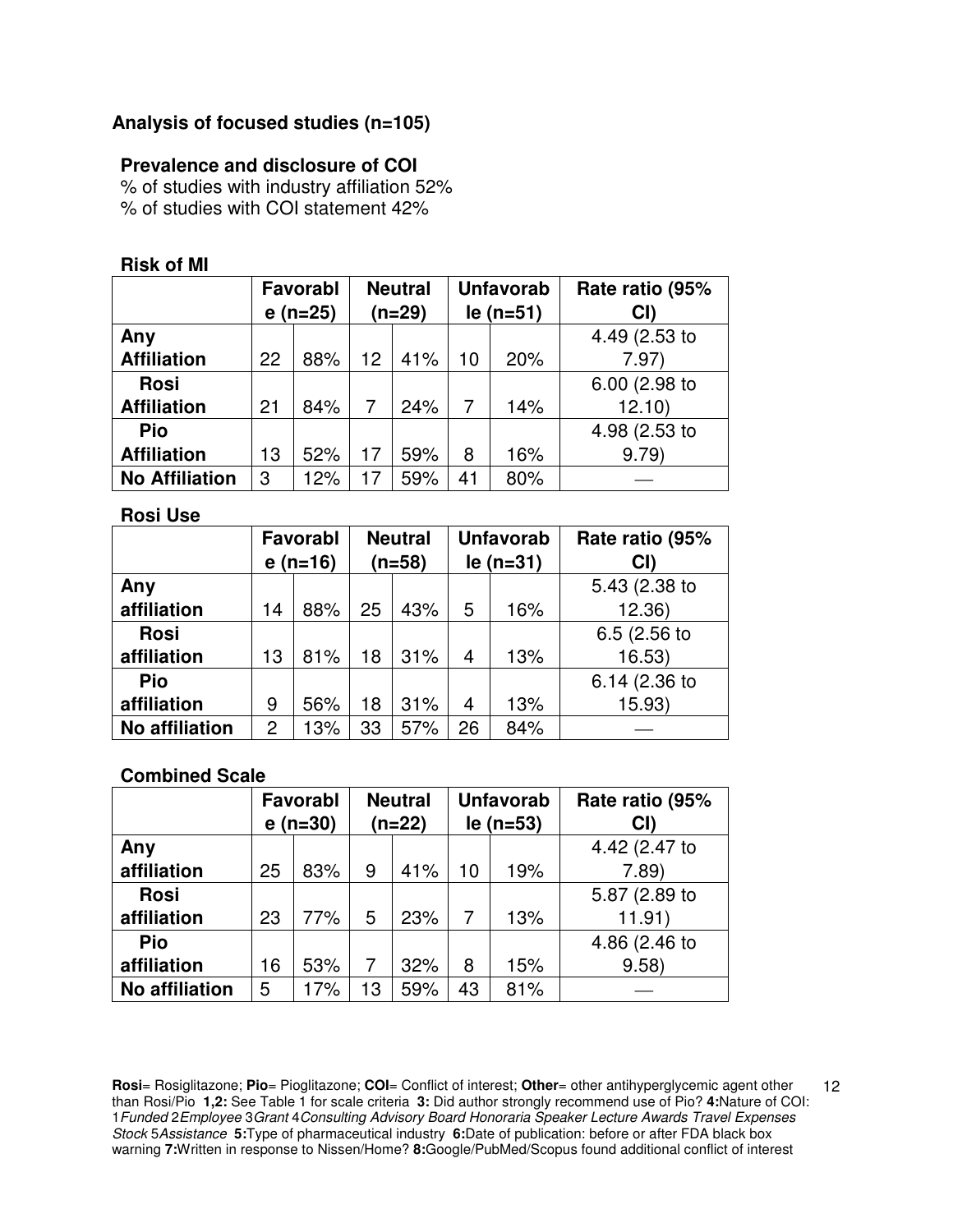## Analysis of focused studies (n=105)

### Prevalence and disclosure of COI

% of studies with industry affiliation 52%
% of studies with COI statement 42%

### Risk of MI

| | Favorable (n=25) | | Neutral (n=29) | | Unfavorable (n=51) | | Rate ratio (95% CI) |
|---|---|---|---|---|---|---|---|
| **Any Affiliation** | 22 | 88% | 12 | 41% | 10 | 20% | 4.49 (2.53 to 7.97) |
| **Rosi Affiliation** | 21 | 84% | 7 | 24% | 7 | 14% | 6.00 (2.98 to 12.10) |
| **Pio Affiliation** | 13 | 52% | 17 | 59% | 8 | 16% | 4.98 (2.53 to 9.79) |
| **No Affiliation** | 3 | 12% | 17 | 59% | 41 | 80% | — |

### Rosi Use

| | Favorable (n=16) | | Neutral (n=58) | | Unfavorable (n=31) | | Rate ratio (95% CI) |
|---|---|---|---|---|---|---|---|
| **Any affiliation** | 14 | 88% | 25 | 43% | 5 | 16% | 5.43 (2.38 to 12.36) |
| **Rosi affiliation** | 13 | 81% | 18 | 31% | 4 | 13% | 6.5 (2.56 to 16.53) |
| **Pio affiliation** | 9 | 56% | 18 | 31% | 4 | 13% | 6.14 (2.36 to 15.93) |
| **No affiliation** | 2 | 13% | 33 | 57% | 26 | 84% | — |

### Combined Scale

| | Favorable (n=30) | | Neutral (n=22) | | Unfavorable (n=53) | | Rate ratio (95% CI) |
|---|---|---|---|---|---|---|---|
| **Any affiliation** | 25 | 83% | 9 | 41% | 10 | 19% | 4.42 (2.47 to 7.89) |
| **Rosi affiliation** | 23 | 77% | 5 | 23% | 7 | 13% | 5.87 (2.89 to 11.91) |
| **Pio affiliation** | 16 | 53% | 7 | 32% | 8 | 15% | 4.86 (2.46 to 9.58) |
| **No affiliation** | 5 | 17% | 13 | 59% | 43 | 81% | — |

**Rosi**= Rosiglitazone; **Pio**= Pioglitazone; **COI**= Conflict of interest; **Other**= other antihyperglycemic agent other than Rosi/Pio **1,2:** See Table 1 for scale criteria **3:** Did author strongly recommend use of Pio? **4:**Nature of COI: 1*Funded* 2*Employee* 3*Grant* 4*Consulting Advisory Board Honoraria Speaker Lecture Awards Travel Expenses Stock* 5*Assistance* **5:**Type of pharmaceutical industry **6:**Date of publication: before or after FDA black box warning **7:**Written in response to Nissen/Home? **8:**Google/PubMed/Scopus found additional conflict of interest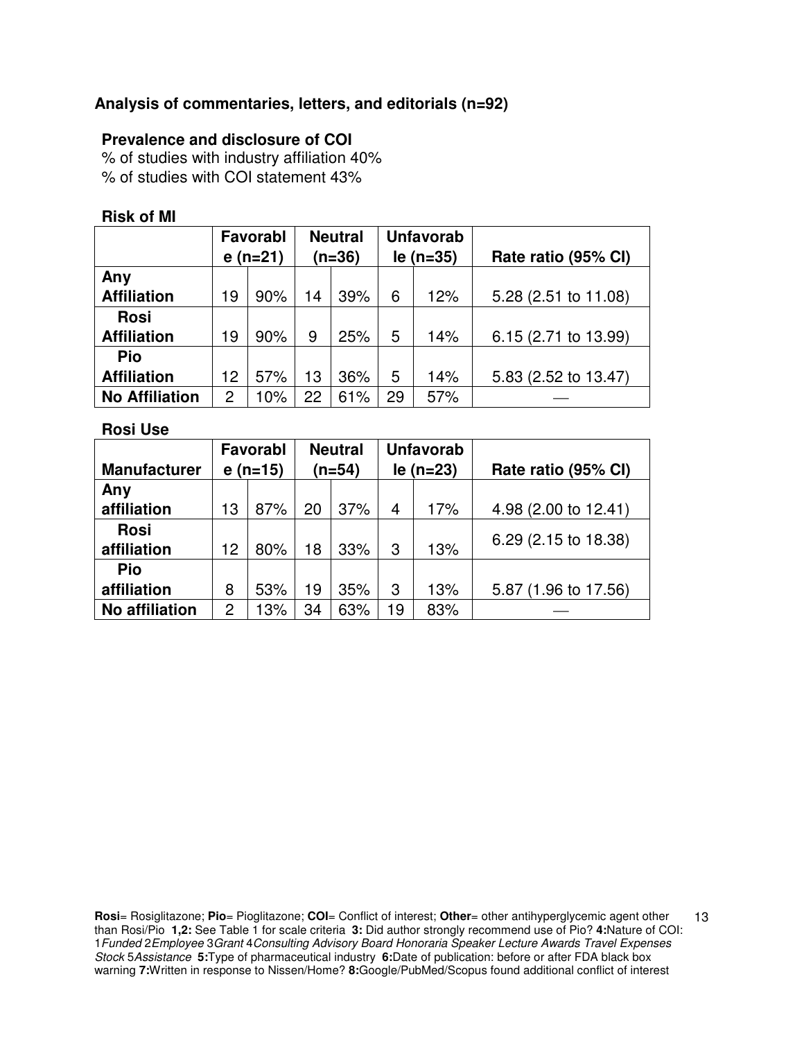**Analysis of commentaries, letters, and editorials (n=92)**

**Prevalence and disclosure of COI**

% of studies with industry affiliation 40%
% of studies with COI statement 43%

**Risk of MI**

| | Favorable (n=21) | | Neutral (n=36) | | Unfavorable (n=35) | | Rate ratio (95% CI) |
|---|---|---|---|---|---|---|---|
| **Any Affiliation** | 19 | 90% | 14 | 39% | 6 | 12% | 5.28 (2.51 to 11.08) |
| **Rosi Affiliation** | 19 | 90% | 9 | 25% | 5 | 14% | 6.15 (2.71 to 13.99) |
| **Pio Affiliation** | 12 | 57% | 13 | 36% | 5 | 14% | 5.83 (2.52 to 13.47) |
| **No Affiliation** | 2 | 10% | 22 | 61% | 29 | 57% | — |

**Rosi Use**

| Manufacturer | Favorable (n=15) | | Neutral (n=54) | | Unfavorable (n=23) | | Rate ratio (95% CI) |
|---|---|---|---|---|---|---|---|
| **Any affiliation** | 13 | 87% | 20 | 37% | 4 | 17% | 4.98 (2.00 to 12.41) |
| **Rosi affiliation** | 12 | 80% | 18 | 33% | 3 | 13% | 6.29 (2.15 to 18.38) |
| **Pio affiliation** | 8 | 53% | 19 | 35% | 3 | 13% | 5.87 (1.96 to 17.56) |
| **No affiliation** | 2 | 13% | 34 | 63% | 19 | 83% | — |

**Rosi**= Rosiglitazone; **Pio**= Pioglitazone; **COI**= Conflict of interest; **Other**= other antihyperglycemic agent other than Rosi/Pio **1,2:** See Table 1 for scale criteria **3:** Did author strongly recommend use of Pio? **4:**Nature of COI: 1*Funded* 2*Employee* 3*Grant* 4*Consulting Advisory Board Honoraria Speaker Lecture Awards Travel Expenses Stock* 5*Assistance* **5:**Type of pharmaceutical industry **6:**Date of publication: before or after FDA black box warning **7:**Written in response to Nissen/Home? **8:**Google/PubMed/Scopus found additional conflict of interest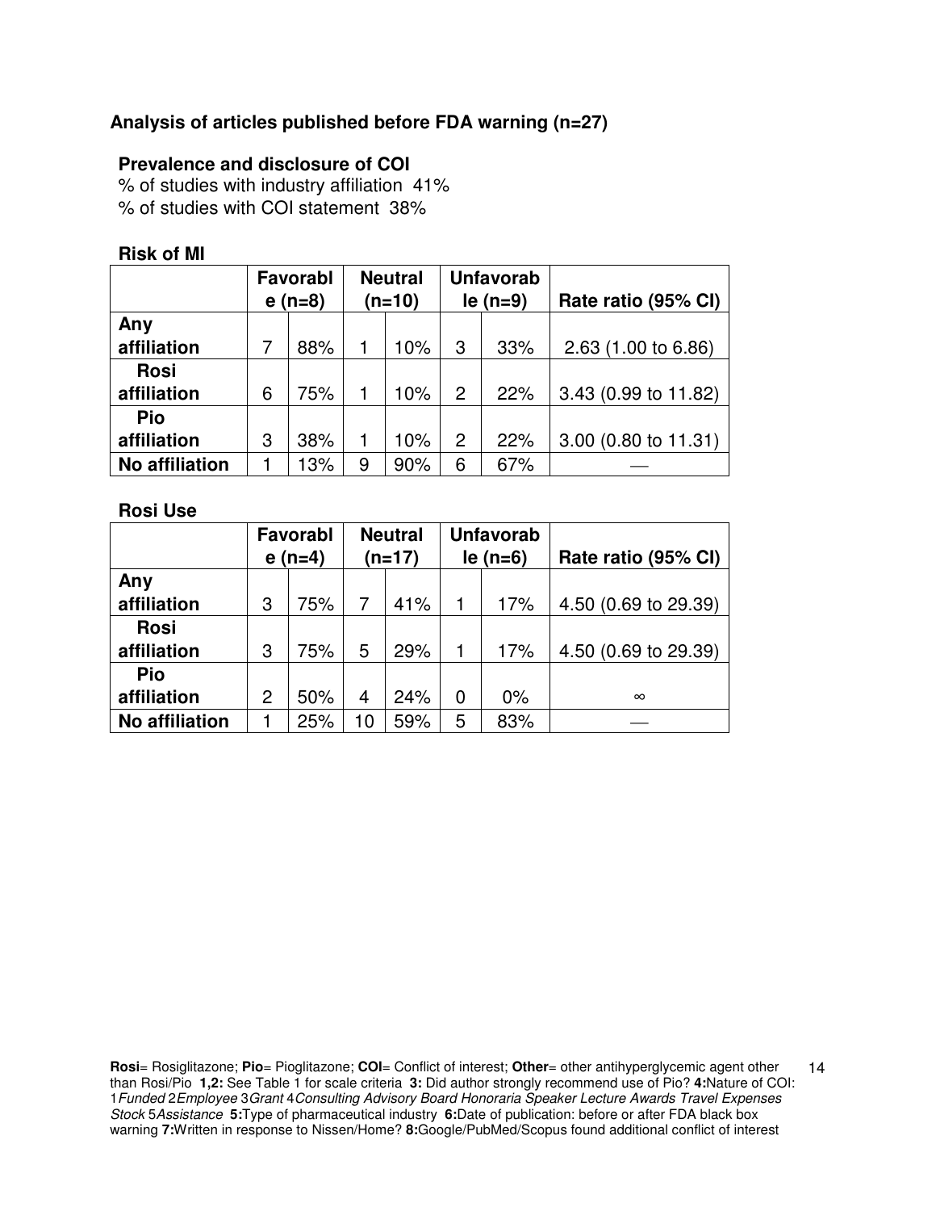### Analysis of articles published before FDA warning (n=27)

#### Prevalence and disclosure of COI

% of studies with industry affiliation 41%
% of studies with COI statement 38%

#### Risk of MI

| | Favorable (n=8) | | Neutral (n=10) | | Unfavorable (n=9) | | Rate ratio (95% CI) |
|---|---|---|---|---|---|---|---|
| **Any affiliation** | 7 | 88% | 1 | 10% | 3 | 33% | 2.63 (1.00 to 6.86) |
| **Rosi affiliation** | 6 | 75% | 1 | 10% | 2 | 22% | 3.43 (0.99 to 11.82) |
| **Pio affiliation** | 3 | 38% | 1 | 10% | 2 | 22% | 3.00 (0.80 to 11.31) |
| **No affiliation** | 1 | 13% | 9 | 90% | 6 | 67% | — |

#### Rosi Use

| | Favorable (n=4) | | Neutral (n=17) | | Unfavorable (n=6) | | Rate ratio (95% CI) |
|---|---|---|---|---|---|---|---|
| **Any affiliation** | 3 | 75% | 7 | 41% | 1 | 17% | 4.50 (0.69 to 29.39) |
| **Rosi affiliation** | 3 | 75% | 5 | 29% | 1 | 17% | 4.50 (0.69 to 29.39) |
| **Pio affiliation** | 2 | 50% | 4 | 24% | 0 | 0% | ∞ |
| **No affiliation** | 1 | 25% | 10 | 59% | 5 | 83% | — |

**Rosi**= Rosiglitazone; **Pio**= Pioglitazone; **COI**= Conflict of interest; **Other**= other antihyperglycemic agent other than Rosi/Pio **1,2:** See Table 1 for scale criteria **3:** Did author strongly recommend use of Pio? **4:**Nature of COI: 1*Funded* 2*Employee* 3*Grant* 4*Consulting Advisory Board Honoraria Speaker Lecture Awards Travel Expenses Stock* 5*Assistance* **5:**Type of pharmaceutical industry **6:**Date of publication: before or after FDA black box warning **7:**Written in response to Nissen/Home? **8:**Google/PubMed/Scopus found additional conflict of interest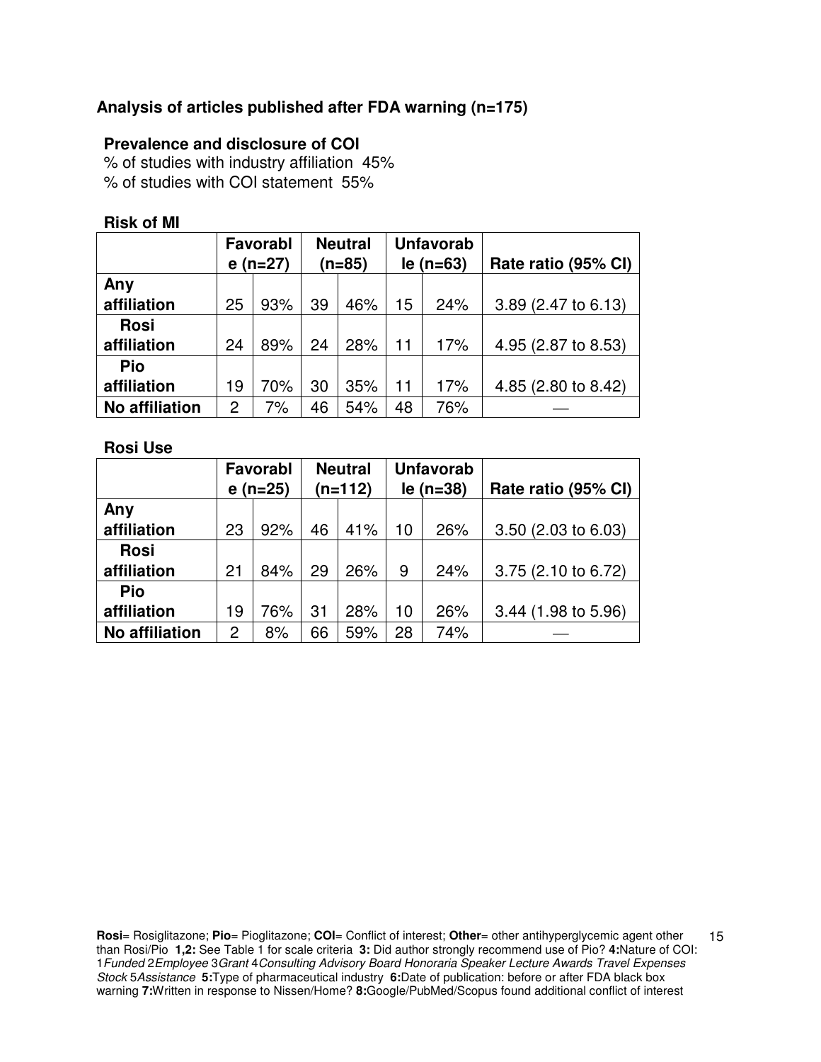## Analysis of articles published after FDA warning (n=175)

### Prevalence and disclosure of COI

% of studies with industry affiliation 45%
% of studies with COI statement 55%

### Risk of MI

| | Favorable (n=27) | | Neutral (n=85) | | Unfavorable (n=63) | | Rate ratio (95% CI) |
|---|---|---|---|---|---|---|---|
| Any affiliation | 25 | 93% | 39 | 46% | 15 | 24% | 3.89 (2.47 to 6.13) |
| Rosi affiliation | 24 | 89% | 24 | 28% | 11 | 17% | 4.95 (2.87 to 8.53) |
| Pio affiliation | 19 | 70% | 30 | 35% | 11 | 17% | 4.85 (2.80 to 8.42) |
| No affiliation | 2 | 7% | 46 | 54% | 48 | 76% | — |

### Rosi Use

| | Favorable (n=25) | | Neutral (n=112) | | Unfavorable (n=38) | | Rate ratio (95% CI) |
|---|---|---|---|---|---|---|---|
| Any affiliation | 23 | 92% | 46 | 41% | 10 | 26% | 3.50 (2.03 to 6.03) |
| Rosi affiliation | 21 | 84% | 29 | 26% | 9 | 24% | 3.75 (2.10 to 6.72) |
| Pio affiliation | 19 | 76% | 31 | 28% | 10 | 26% | 3.44 (1.98 to 5.96) |
| No affiliation | 2 | 8% | 66 | 59% | 28 | 74% | — |

**Rosi**= Rosiglitazone; **Pio**= Pioglitazone; **COI**= Conflict of interest; **Other**= other antihyperglycemic agent other than Rosi/Pio **1,2:** See Table 1 for scale criteria **3:** Did author strongly recommend use of Pio? **4:**Nature of COI: 1*Funded* 2*Employee* 3*Grant* 4*Consulting Advisory Board Honoraria Speaker Lecture Awards Travel Expenses Stock* 5*Assistance* **5:**Type of pharmaceutical industry **6:**Date of publication: before or after FDA black box warning **7:**Written in response to Nissen/Home? **8:**Google/PubMed/Scopus found additional conflict of interest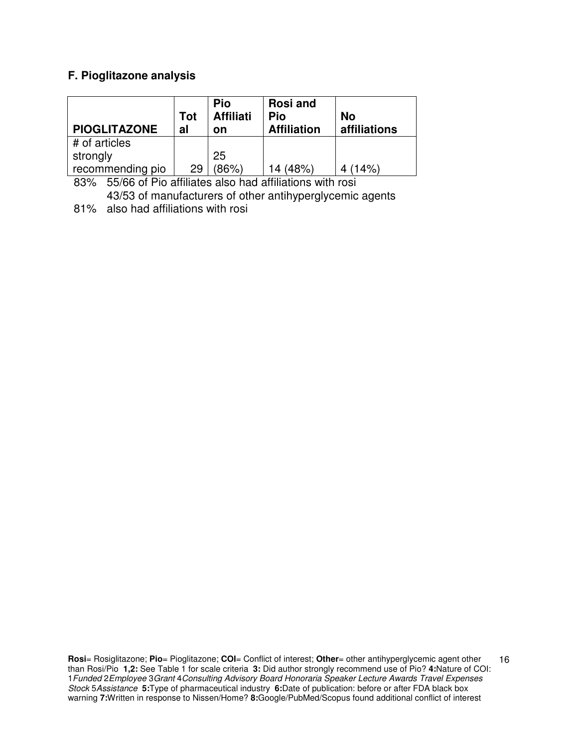### F. Pioglitazone analysis

| PIOGLITAZONE | Total | Pio Affiliation | Rosi and Pio Affiliation | No affiliations |
|---|---|---|---|---|
| # of articles strongly recommending pio | 29 | 25 (86%) | 14 (48%) | 4 (14%) |

83% 55/66 of Pio affiliates also had affiliations with rosi

81% 43/53 of manufacturers of other antihyperglycemic agents also had affiliations with rosi

**Rosi**= Rosiglitazone; **Pio**= Pioglitazone; **COI**= Conflict of interest; **Other**= other antihyperglycemic agent other than Rosi/Pio **1,2:** See Table 1 for scale criteria **3:** Did author strongly recommend use of Pio? **4:**Nature of COI: 1*Funded* 2*Employee* 3*Grant* 4*Consulting Advisory Board Honoraria Speaker Lecture Awards Travel Expenses Stock* 5*Assistance* **5:**Type of pharmaceutical industry **6:**Date of publication: before or after FDA black box warning **7:**Written in response to Nissen/Home? **8:**Google/PubMed/Scopus found additional conflict of interest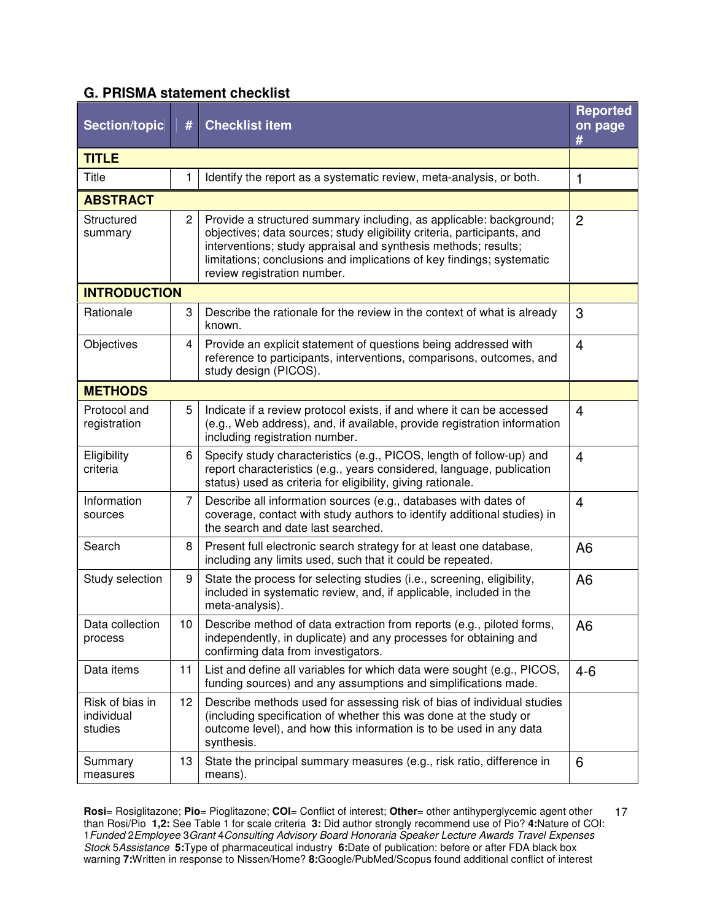### G. PRISMA statement checklist

| Section/topic | # | Checklist item | Reported on page # |
|---|---|---|---|
| **TITLE** | | | |
| Title | 1 | Identify the report as a systematic review, meta-analysis, or both. | 1 |
| **ABSTRACT** | | | |
| Structured summary | 2 | Provide a structured summary including, as applicable: background; objectives; data sources; study eligibility criteria, participants, and interventions; study appraisal and synthesis methods; results; limitations; conclusions and implications of key findings; systematic review registration number. | 2 |
| **INTRODUCTION** | | | |
| Rationale | 3 | Describe the rationale for the review in the context of what is already known. | 3 |
| Objectives | 4 | Provide an explicit statement of questions being addressed with reference to participants, interventions, comparisons, outcomes, and study design (PICOS). | 4 |
| **METHODS** | | | |
| Protocol and registration | 5 | Indicate if a review protocol exists, if and where it can be accessed (e.g., Web address), and, if available, provide registration information including registration number. | 4 |
| Eligibility criteria | 6 | Specify study characteristics (e.g., PICOS, length of follow-up) and report characteristics (e.g., years considered, language, publication status) used as criteria for eligibility, giving rationale. | 4 |
| Information sources | 7 | Describe all information sources (e.g., databases with dates of coverage, contact with study authors to identify additional studies) in the search and date last searched. | 4 |
| Search | 8 | Present full electronic search strategy for at least one database, including any limits used, such that it could be repeated. | A6 |
| Study selection | 9 | State the process for selecting studies (i.e., screening, eligibility, included in systematic review, and, if applicable, included in the meta-analysis). | A6 |
| Data collection process | 10 | Describe method of data extraction from reports (e.g., piloted forms, independently, in duplicate) and any processes for obtaining and confirming data from investigators. | A6 |
| Data items | 11 | List and define all variables for which data were sought (e.g., PICOS, funding sources) and any assumptions and simplifications made. | 4-6 |
| Risk of bias in individual studies | 12 | Describe methods used for assessing risk of bias of individual studies (including specification of whether this was done at the study or outcome level), and how this information is to be used in any data synthesis. | |
| Summary measures | 13 | State the principal summary measures (e.g., risk ratio, difference in means). | 6 |

**Rosi**= Rosiglitazone; **Pio**= Pioglitazone; **COI**= Conflict of interest; **Other**= other antihyperglycemic agent other than Rosi/Pio **1,2:** See Table 1 for scale criteria **3:** Did author strongly recommend use of Pio? **4:**Nature of COI: 1*Funded* 2*Employee* 3*Grant* 4*Consulting Advisory Board Honoraria Speaker Lecture Awards Travel Expenses Stock* 5*Assistance* **5:**Type of pharmaceutical industry **6:**Date of publication: before or after FDA black box warning **7:**Written in response to Nissen/Home? **8:**Google/PubMed/Scopus found additional conflict of interest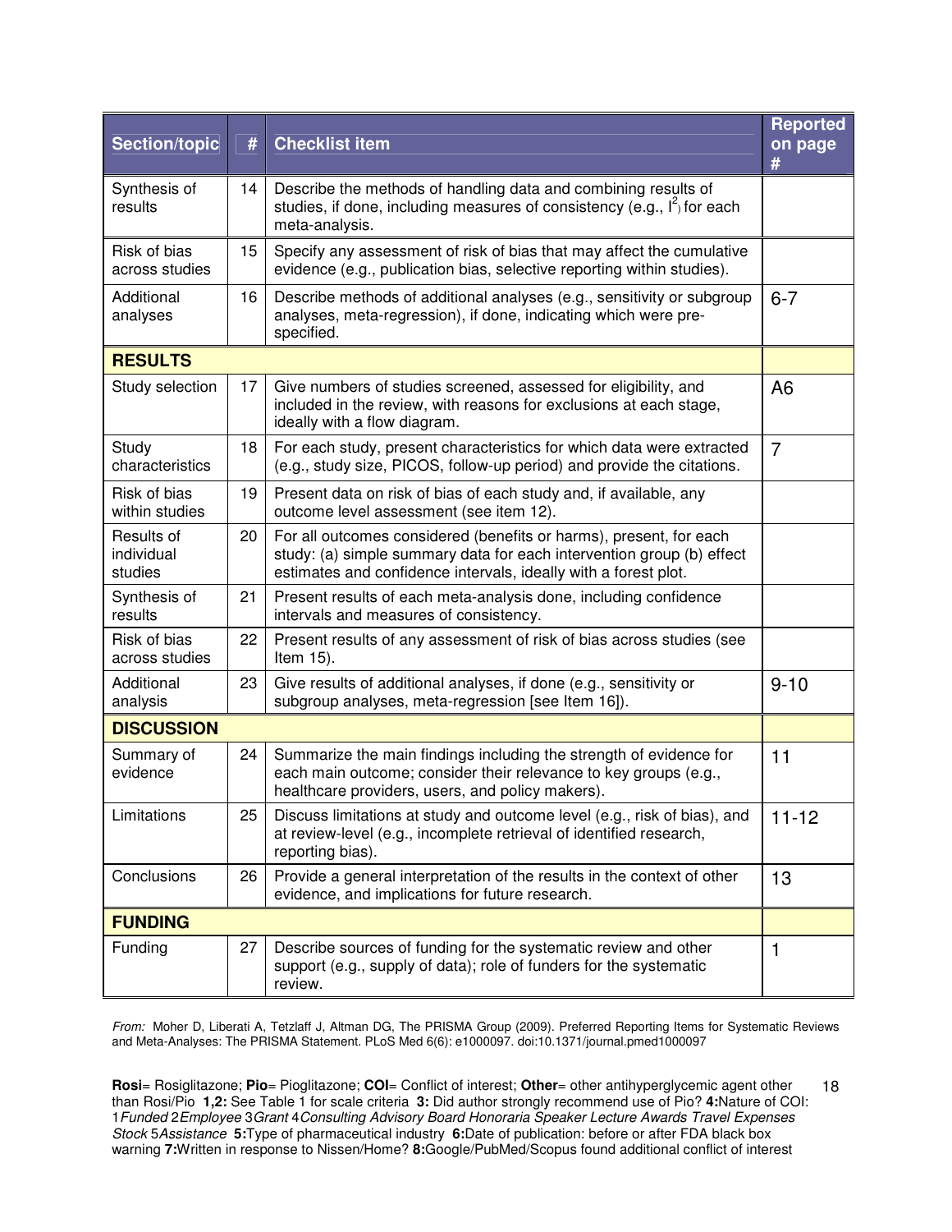| Section/topic | # | Checklist item | Reported on page # |
|---|---|---|---|
| Synthesis of results | 14 | Describe the methods of handling data and combining results of studies, if done, including measures of consistency (e.g., $I^2$) for each meta-analysis. | |
| Risk of bias across studies | 15 | Specify any assessment of risk of bias that may affect the cumulative evidence (e.g., publication bias, selective reporting within studies). | |
| Additional analyses | 16 | Describe methods of additional analyses (e.g., sensitivity or subgroup analyses, meta-regression), if done, indicating which were pre-specified. | 6-7 |
| **RESULTS** | | | |
| Study selection | 17 | Give numbers of studies screened, assessed for eligibility, and included in the review, with reasons for exclusions at each stage, ideally with a flow diagram. | A6 |
| Study characteristics | 18 | For each study, present characteristics for which data were extracted (e.g., study size, PICOS, follow-up period) and provide the citations. | 7 |
| Risk of bias within studies | 19 | Present data on risk of bias of each study and, if available, any outcome level assessment (see item 12). | |
| Results of individual studies | 20 | For all outcomes considered (benefits or harms), present, for each study: (a) simple summary data for each intervention group (b) effect estimates and confidence intervals, ideally with a forest plot. | |
| Synthesis of results | 21 | Present results of each meta-analysis done, including confidence intervals and measures of consistency. | |
| Risk of bias across studies | 22 | Present results of any assessment of risk of bias across studies (see Item 15). | |
| Additional analysis | 23 | Give results of additional analyses, if done (e.g., sensitivity or subgroup analyses, meta-regression [see Item 16]). | 9-10 |
| **DISCUSSION** | | | |
| Summary of evidence | 24 | Summarize the main findings including the strength of evidence for each main outcome; consider their relevance to key groups (e.g., healthcare providers, users, and policy makers). | 11 |
| Limitations | 25 | Discuss limitations at study and outcome level (e.g., risk of bias), and at review-level (e.g., incomplete retrieval of identified research, reporting bias). | 11-12 |
| Conclusions | 26 | Provide a general interpretation of the results in the context of other evidence, and implications for future research. | 13 |
| **FUNDING** | | | |
| Funding | 27 | Describe sources of funding for the systematic review and other support (e.g., supply of data); role of funders for the systematic review. | 1 |

*From:* Moher D, Liberati A, Tetzlaff J, Altman DG, The PRISMA Group (2009). Preferred Reporting Items for Systematic Reviews and Meta-Analyses: The PRISMA Statement. PLoS Med 6(6): e1000097. doi:10.1371/journal.pmed1000097

**Rosi**= Rosiglitazone; **Pio**= Pioglitazone; **COI**= Conflict of interest; **Other**= other antihyperglycemic agent other than Rosi/Pio **1,2:** See Table 1 for scale criteria **3:** Did author strongly recommend use of Pio? **4:**Nature of COI: 1*Funded* 2*Employee* 3*Grant* 4*Consulting Advisory Board Honoraria Speaker Lecture Awards Travel Expenses Stock* 5*Assistance* **5:**Type of pharmaceutical industry **6:**Date of publication: before or after FDA black box warning **7:**Written in response to Nissen/Home? **8:**Google/PubMed/Scopus found additional conflict of interest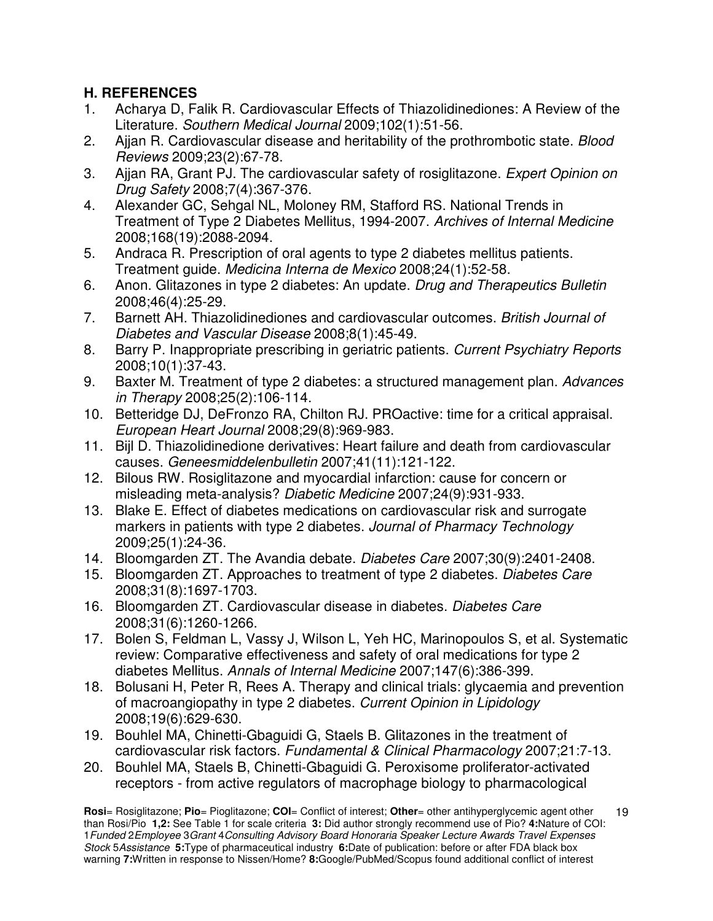### H. REFERENCES

1. Acharya D, Falik R. Cardiovascular Effects of Thiazolidinediones: A Review of the Literature. *Southern Medical Journal* 2009;102(1):51-56.
2. Ajjan R. Cardiovascular disease and heritability of the prothrombotic state. *Blood Reviews* 2009;23(2):67-78.
3. Ajjan RA, Grant PJ. The cardiovascular safety of rosiglitazone. *Expert Opinion on Drug Safety* 2008;7(4):367-376.
4. Alexander GC, Sehgal NL, Moloney RM, Stafford RS. National Trends in Treatment of Type 2 Diabetes Mellitus, 1994-2007. *Archives of Internal Medicine* 2008;168(19):2088-2094.
5. Andraca R. Prescription of oral agents to type 2 diabetes mellitus patients. Treatment guide. *Medicina Interna de Mexico* 2008;24(1):52-58.
6. Anon. Glitazones in type 2 diabetes: An update. *Drug and Therapeutics Bulletin* 2008;46(4):25-29.
7. Barnett AH. Thiazolidinediones and cardiovascular outcomes. *British Journal of Diabetes and Vascular Disease* 2008;8(1):45-49.
8. Barry P. Inappropriate prescribing in geriatric patients. *Current Psychiatry Reports* 2008;10(1):37-43.
9. Baxter M. Treatment of type 2 diabetes: a structured management plan. *Advances in Therapy* 2008;25(2):106-114.
10. Betteridge DJ, DeFronzo RA, Chilton RJ. PROactive: time for a critical appraisal. *European Heart Journal* 2008;29(8):969-983.
11. Bijl D. Thiazolidinedione derivatives: Heart failure and death from cardiovascular causes. *Geneesmiddelenbulletin* 2007;41(11):121-122.
12. Bilous RW. Rosiglitazone and myocardial infarction: cause for concern or misleading meta-analysis? *Diabetic Medicine* 2007;24(9):931-933.
13. Blake E. Effect of diabetes medications on cardiovascular risk and surrogate markers in patients with type 2 diabetes. *Journal of Pharmacy Technology* 2009;25(1):24-36.
14. Bloomgarden ZT. The Avandia debate. *Diabetes Care* 2007;30(9):2401-2408.
15. Bloomgarden ZT. Approaches to treatment of type 2 diabetes. *Diabetes Care* 2008;31(8):1697-1703.
16. Bloomgarden ZT. Cardiovascular disease in diabetes. *Diabetes Care* 2008;31(6):1260-1266.
17. Bolen S, Feldman L, Vassy J, Wilson L, Yeh HC, Marinopoulos S, et al. Systematic review: Comparative effectiveness and safety of oral medications for type 2 diabetes Mellitus. *Annals of Internal Medicine* 2007;147(6):386-399.
18. Bolusani H, Peter R, Rees A. Therapy and clinical trials: glycaemia and prevention of macroangiopathy in type 2 diabetes. *Current Opinion in Lipidology* 2008;19(6):629-630.
19. Bouhlel MA, Chinetti-Gbaguidi G, Staels B. Glitazones in the treatment of cardiovascular risk factors. *Fundamental & Clinical Pharmacology* 2007;21:7-13.
20. Bouhlel MA, Staels B, Chinetti-Gbaguidi G. Peroxisome proliferator-activated receptors - from active regulators of macrophage biology to pharmacological

**Rosi**= Rosiglitazone; **Pio**= Pioglitazone; **COI**= Conflict of interest; **Other**= other antihyperglycemic agent other than Rosi/Pio **1,2:** See Table 1 for scale criteria **3:** Did author strongly recommend use of Pio? **4:**Nature of COI: 1*Funded* 2*Employee* 3*Grant* 4*Consulting Advisory Board Honoraria Speaker Lecture Awards Travel Expenses Stock* 5*Assistance* **5:**Type of pharmaceutical industry **6:**Date of publication: before or after FDA black box warning **7:**Written in response to Nissen/Home? **8:**Google/PubMed/Scopus found additional conflict of interest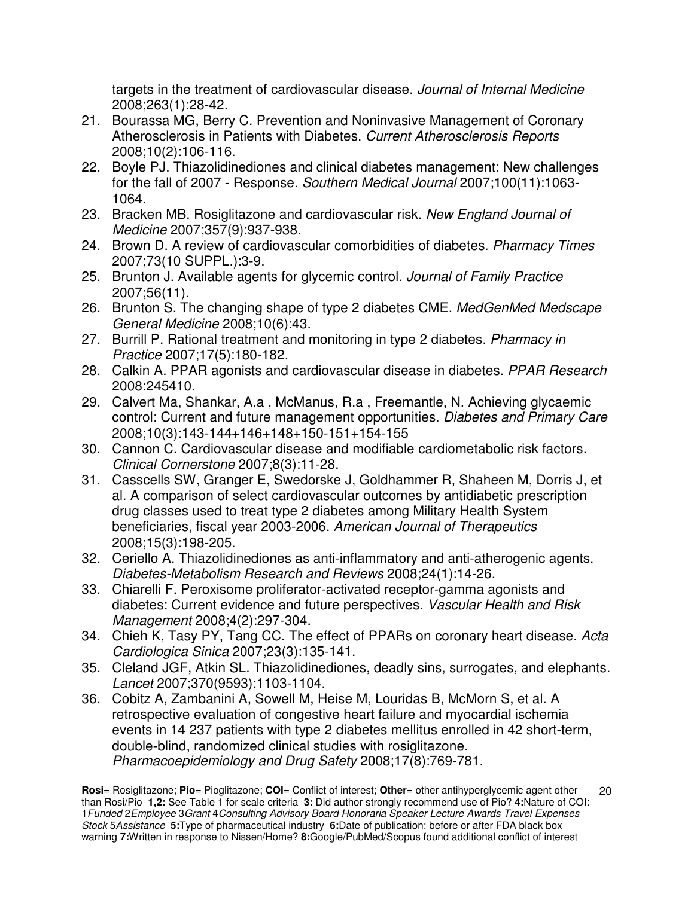targets in the treatment of cardiovascular disease. *Journal of Internal Medicine* 2008;263(1):28-42.

21. Bourassa MG, Berry C. Prevention and Noninvasive Management of Coronary Atherosclerosis in Patients with Diabetes. *Current Atherosclerosis Reports* 2008;10(2):106-116.
22. Boyle PJ. Thiazolidinediones and clinical diabetes management: New challenges for the fall of 2007 - Response. *Southern Medical Journal* 2007;100(11):1063-1064.
23. Bracken MB. Rosiglitazone and cardiovascular risk. *New England Journal of Medicine* 2007;357(9):937-938.
24. Brown D. A review of cardiovascular comorbidities of diabetes. *Pharmacy Times* 2007;73(10 SUPPL.):3-9.
25. Brunton J. Available agents for glycemic control. *Journal of Family Practice* 2007;56(11).
26. Brunton S. The changing shape of type 2 diabetes CME. *MedGenMed Medscape General Medicine* 2008;10(6):43.
27. Burrill P. Rational treatment and monitoring in type 2 diabetes. *Pharmacy in Practice* 2007;17(5):180-182.
28. Calkin A. PPAR agonists and cardiovascular disease in diabetes. *PPAR Research* 2008:245410.
29. Calvert Ma, Shankar, A.a , McManus, R.a , Freemantle, N. Achieving glycaemic control: Current and future management opportunities. *Diabetes and Primary Care* 2008;10(3):143-144+146+148+150-151+154-155
30. Cannon C. Cardiovascular disease and modifiable cardiometabolic risk factors. *Clinical Cornerstone* 2007;8(3):11-28.
31. Casscells SW, Granger E, Swedorske J, Goldhammer R, Shaheen M, Dorris J, et al. A comparison of select cardiovascular outcomes by antidiabetic prescription drug classes used to treat type 2 diabetes among Military Health System beneficiaries, fiscal year 2003-2006. *American Journal of Therapeutics* 2008;15(3):198-205.
32. Ceriello A. Thiazolidinediones as anti-inflammatory and anti-atherogenic agents. *Diabetes-Metabolism Research and Reviews* 2008;24(1):14-26.
33. Chiarelli F. Peroxisome proliferator-activated receptor-gamma agonists and diabetes: Current evidence and future perspectives. *Vascular Health and Risk Management* 2008;4(2):297-304.
34. Chieh K, Tasy PY, Tang CC. The effect of PPARs on coronary heart disease. *Acta Cardiologica Sinica* 2007;23(3):135-141.
35. Cleland JGF, Atkin SL. Thiazolidinediones, deadly sins, surrogates, and elephants. *Lancet* 2007;370(9593):1103-1104.
36. Cobitz A, Zambanini A, Sowell M, Heise M, Louridas B, McMorn S, et al. A retrospective evaluation of congestive heart failure and myocardial ischemia events in 14 237 patients with type 2 diabetes mellitus enrolled in 42 short-term, double-blind, randomized clinical studies with rosiglitazone. *Pharmacoepidemiology and Drug Safety* 2008;17(8):769-781.

**Rosi**= Rosiglitazone; **Pio**= Pioglitazone; **COI**= Conflict of interest; **Other**= other antihyperglycemic agent other than Rosi/Pio **1,2:** See Table 1 for scale criteria **3:** Did author strongly recommend use of Pio? **4:**Nature of COI: 1*Funded* 2*Employee* 3*Grant* 4*Consulting Advisory Board Honoraria Speaker Lecture Awards Travel Expenses Stock* 5*Assistance* **5:**Type of pharmaceutical industry **6:**Date of publication: before or after FDA black box warning **7:**Written in response to Nissen/Home? **8:**Google/PubMed/Scopus found additional conflict of interest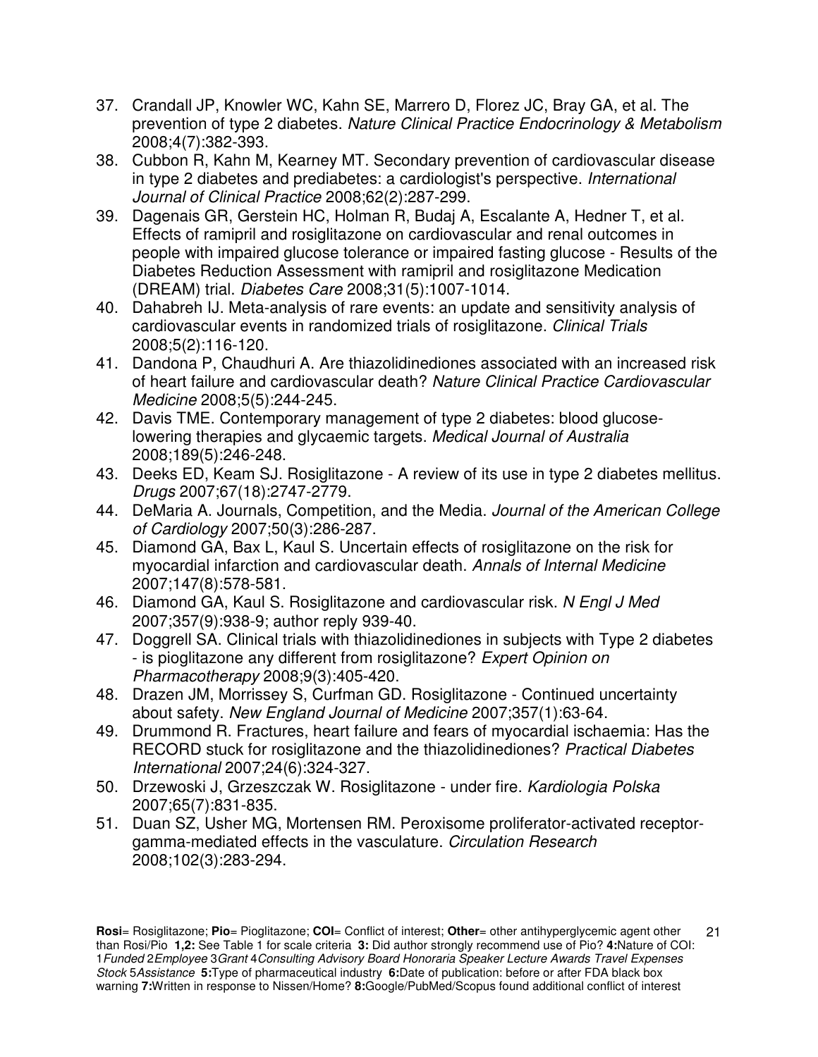37. Crandall JP, Knowler WC, Kahn SE, Marrero D, Florez JC, Bray GA, et al. The prevention of type 2 diabetes. *Nature Clinical Practice Endocrinology & Metabolism* 2008;4(7):382-393.
38. Cubbon R, Kahn M, Kearney MT. Secondary prevention of cardiovascular disease in type 2 diabetes and prediabetes: a cardiologist's perspective. *International Journal of Clinical Practice* 2008;62(2):287-299.
39. Dagenais GR, Gerstein HC, Holman R, Budaj A, Escalante A, Hedner T, et al. Effects of ramipril and rosiglitazone on cardiovascular and renal outcomes in people with impaired glucose tolerance or impaired fasting glucose - Results of the Diabetes Reduction Assessment with ramipril and rosiglitazone Medication (DREAM) trial. *Diabetes Care* 2008;31(5):1007-1014.
40. Dahabreh IJ. Meta-analysis of rare events: an update and sensitivity analysis of cardiovascular events in randomized trials of rosiglitazone. *Clinical Trials* 2008;5(2):116-120.
41. Dandona P, Chaudhuri A. Are thiazolidinediones associated with an increased risk of heart failure and cardiovascular death? *Nature Clinical Practice Cardiovascular Medicine* 2008;5(5):244-245.
42. Davis TME. Contemporary management of type 2 diabetes: blood glucose-lowering therapies and glycaemic targets. *Medical Journal of Australia* 2008;189(5):246-248.
43. Deeks ED, Keam SJ. Rosiglitazone - A review of its use in type 2 diabetes mellitus. *Drugs* 2007;67(18):2747-2779.
44. DeMaria A. Journals, Competition, and the Media. *Journal of the American College of Cardiology* 2007;50(3):286-287.
45. Diamond GA, Bax L, Kaul S. Uncertain effects of rosiglitazone on the risk for myocardial infarction and cardiovascular death. *Annals of Internal Medicine* 2007;147(8):578-581.
46. Diamond GA, Kaul S. Rosiglitazone and cardiovascular risk. *N Engl J Med* 2007;357(9):938-9; author reply 939-40.
47. Doggrell SA. Clinical trials with thiazolidinediones in subjects with Type 2 diabetes - is pioglitazone any different from rosiglitazone? *Expert Opinion on Pharmacotherapy* 2008;9(3):405-420.
48. Drazen JM, Morrissey S, Curfman GD. Rosiglitazone - Continued uncertainty about safety. *New England Journal of Medicine* 2007;357(1):63-64.
49. Drummond R. Fractures, heart failure and fears of myocardial ischaemia: Has the RECORD stuck for rosiglitazone and the thiazolidinediones? *Practical Diabetes International* 2007;24(6):324-327.
50. Drzewoski J, Grzeszczak W. Rosiglitazone - under fire. *Kardiologia Polska* 2007;65(7):831-835.
51. Duan SZ, Usher MG, Mortensen RM. Peroxisome proliferator-activated receptor-gamma-mediated effects in the vasculature. *Circulation Research* 2008;102(3):283-294.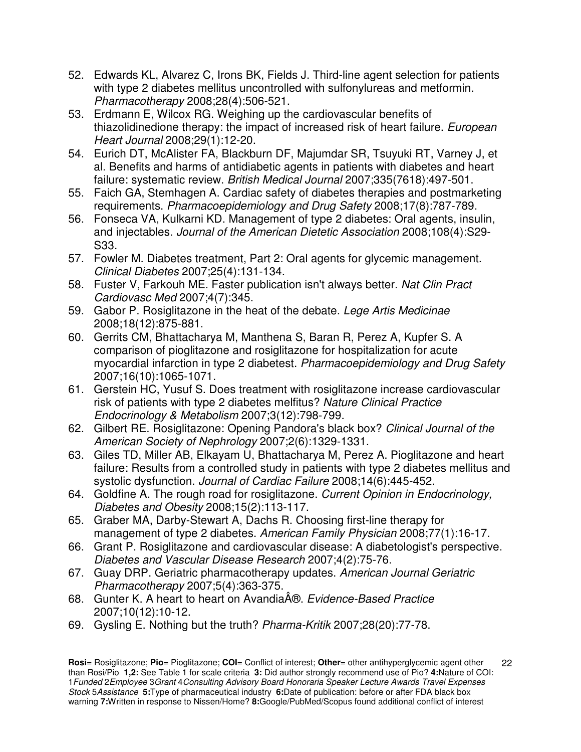52. Edwards KL, Alvarez C, Irons BK, Fields J. Third-line agent selection for patients with type 2 diabetes mellitus uncontrolled with sulfonylureas and metformin. *Pharmacotherapy* 2008;28(4):506-521.
53. Erdmann E, Wilcox RG. Weighing up the cardiovascular benefits of thiazolidinedione therapy: the impact of increased risk of heart failure. *European Heart Journal* 2008;29(1):12-20.
54. Eurich DT, McAlister FA, Blackburn DF, Majumdar SR, Tsuyuki RT, Varney J, et al. Benefits and harms of antidiabetic agents in patients with diabetes and heart failure: systematic review. *British Medical Journal* 2007;335(7618):497-501.
55. Faich GA, Stemhagen A. Cardiac safety of diabetes therapies and postmarketing requirements. *Pharmacoepidemiology and Drug Safety* 2008;17(8):787-789.
56. Fonseca VA, Kulkarni KD. Management of type 2 diabetes: Oral agents, insulin, and injectables. *Journal of the American Dietetic Association* 2008;108(4):S29-S33.
57. Fowler M. Diabetes treatment, Part 2: Oral agents for glycemic management. *Clinical Diabetes* 2007;25(4):131-134.
58. Fuster V, Farkouh ME. Faster publication isn't always better. *Nat Clin Pract Cardiovasc Med* 2007;4(7):345.
59. Gabor P. Rosiglitazone in the heat of the debate. *Lege Artis Medicinae* 2008;18(12):875-881.
60. Gerrits CM, Bhattacharya M, Manthena S, Baran R, Perez A, Kupfer S. A comparison of pioglitazone and rosiglitazone for hospitalization for acute myocardial infarction in type 2 diabetest. *Pharmacoepidemiology and Drug Safety* 2007;16(10):1065-1071.
61. Gerstein HC, Yusuf S. Does treatment with rosiglitazone increase cardiovascular risk of patients with type 2 diabetes melfitus? *Nature Clinical Practice Endocrinology & Metabolism* 2007;3(12):798-799.
62. Gilbert RE. Rosiglitazone: Opening Pandora's black box? *Clinical Journal of the American Society of Nephrology* 2007;2(6):1329-1331.
63. Giles TD, Miller AB, Elkayam U, Bhattacharya M, Perez A. Pioglitazone and heart failure: Results from a controlled study in patients with type 2 diabetes mellitus and systolic dysfunction. *Journal of Cardiac Failure* 2008;14(6):445-452.
64. Goldfine A. The rough road for rosiglitazone. *Current Opinion in Endocrinology, Diabetes and Obesity* 2008;15(2):113-117.
65. Graber MA, Darby-Stewart A, Dachs R. Choosing first-line therapy for management of type 2 diabetes. *American Family Physician* 2008;77(1):16-17.
66. Grant P. Rosiglitazone and cardiovascular disease: A diabetologist's perspective. *Diabetes and Vascular Disease Research* 2007;4(2):75-76.
67. Guay DRP. Geriatric pharmacotherapy updates. *American Journal Geriatric Pharmacotherapy* 2007;5(4):363-375.
68. Gunter K. A heart to heart on AvandiaÂ®. *Evidence-Based Practice* 2007;10(12):10-12.
69. Gysling E. Nothing but the truth? *Pharma-Kritik* 2007;28(20):77-78.

**Rosi**= Rosiglitazone; **Pio**= Pioglitazone; **COI**= Conflict of interest; **Other**= other antihyperglycemic agent other than Rosi/Pio **1,2:** See Table 1 for scale criteria **3:** Did author strongly recommend use of Pio? **4:**Nature of COI: 1*Funded* 2*Employee* 3*Grant* 4*Consulting Advisory Board Honoraria Speaker Lecture Awards Travel Expenses Stock* 5*Assistance* **5:**Type of pharmaceutical industry **6:**Date of publication: before or after FDA black box warning **7:**Written in response to Nissen/Home? **8:**Google/PubMed/Scopus found additional conflict of interest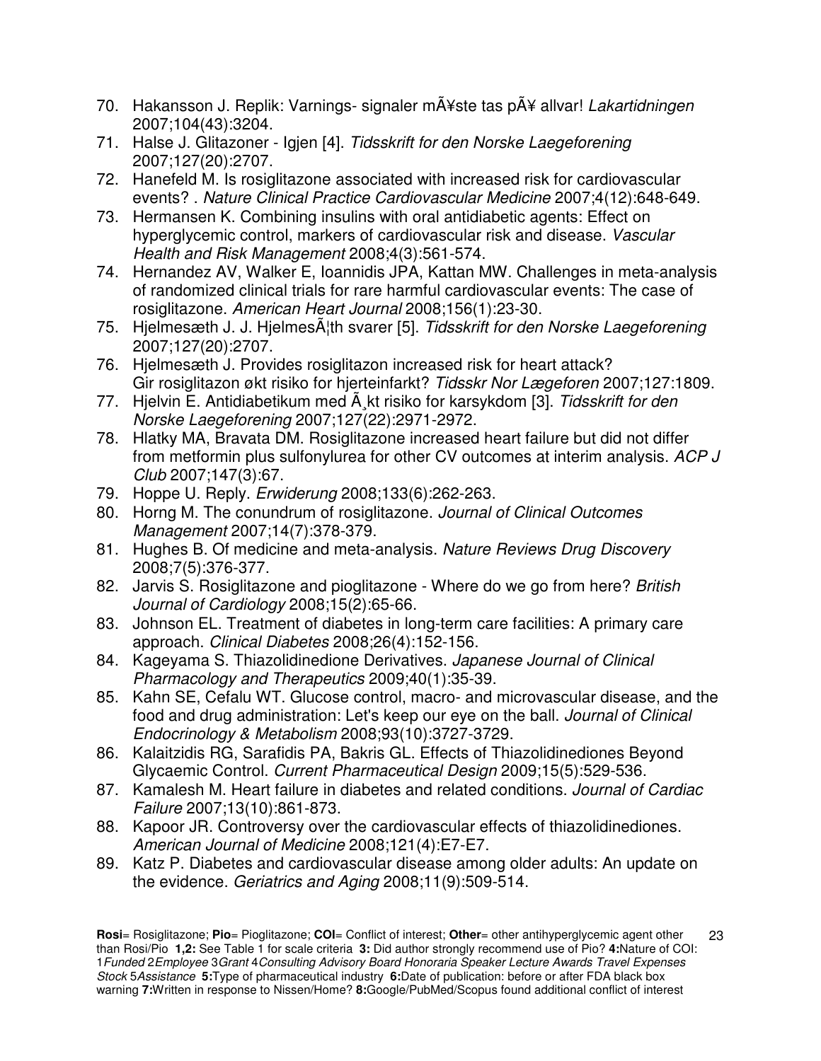70. Hakansson J. Replik: Varnings- signaler mÃ¥ste tas pÃ¥ allvar! *Lakartidningen* 2007;104(43):3204.
71. Halse J. Glitazoner - Igjen [4]. *Tidsskrift for den Norske Laegeforening* 2007;127(20):2707.
72. Hanefeld M. Is rosiglitazone associated with increased risk for cardiovascular events? . *Nature Clinical Practice Cardiovascular Medicine* 2007;4(12):648-649.
73. Hermansen K. Combining insulins with oral antidiabetic agents: Effect on hyperglycemic control, markers of cardiovascular risk and disease. *Vascular Health and Risk Management* 2008;4(3):561-574.
74. Hernandez AV, Walker E, Ioannidis JPA, Kattan MW. Challenges in meta-analysis of randomized clinical trials for rare harmful cardiovascular events: The case of rosiglitazone. *American Heart Journal* 2008;156(1):23-30.
75. Hjelmesæth J. J. HjelmesÃ¦th svarer [5]. *Tidsskrift for den Norske Laegeforening* 2007;127(20):2707.
76. Hjelmesæth J. Provides rosiglitazon increased risk for heart attack? Gir rosiglitazon økt risiko for hjerteinfarkt? *Tidsskr Nor Lægeforen* 2007;127:1809.
77. Hjelvin E. Antidiabetikum med Ã¸kt risiko for karsykdom [3]. *Tidsskrift for den Norske Laegeforening* 2007;127(22):2971-2972.
78. Hlatky MA, Bravata DM. Rosiglitazone increased heart failure but did not differ from metformin plus sulfonylurea for other CV outcomes at interim analysis. *ACP J Club* 2007;147(3):67.
79. Hoppe U. Reply. *Erwiderung* 2008;133(6):262-263.
80. Horng M. The conundrum of rosiglitazone. *Journal of Clinical Outcomes Management* 2007;14(7):378-379.
81. Hughes B. Of medicine and meta-analysis. *Nature Reviews Drug Discovery* 2008;7(5):376-377.
82. Jarvis S. Rosiglitazone and pioglitazone - Where do we go from here? *British Journal of Cardiology* 2008;15(2):65-66.
83. Johnson EL. Treatment of diabetes in long-term care facilities: A primary care approach. *Clinical Diabetes* 2008;26(4):152-156.
84. Kageyama S. Thiazolidinedione Derivatives. *Japanese Journal of Clinical Pharmacology and Therapeutics* 2009;40(1):35-39.
85. Kahn SE, Cefalu WT. Glucose control, macro- and microvascular disease, and the food and drug administration: Let's keep our eye on the ball. *Journal of Clinical Endocrinology & Metabolism* 2008;93(10):3727-3729.
86. Kalaitzidis RG, Sarafidis PA, Bakris GL. Effects of Thiazolidinediones Beyond Glycaemic Control. *Current Pharmaceutical Design* 2009;15(5):529-536.
87. Kamalesh M. Heart failure in diabetes and related conditions. *Journal of Cardiac Failure* 2007;13(10):861-873.
88. Kapoor JR. Controversy over the cardiovascular effects of thiazolidinediones. *American Journal of Medicine* 2008;121(4):E7-E7.
89. Katz P. Diabetes and cardiovascular disease among older adults: An update on the evidence. *Geriatrics and Aging* 2008;11(9):509-514.

**Rosi**= Rosiglitazone; **Pio**= Pioglitazone; **COI**= Conflict of interest; **Other**= other antihyperglycemic agent other than Rosi/Pio **1,2:** See Table 1 for scale criteria **3:** Did author strongly recommend use of Pio? **4:**Nature of COI: 1*Funded* 2*Employee* 3*Grant* 4*Consulting Advisory Board Honoraria Speaker Lecture Awards Travel Expenses Stock* 5*Assistance* **5:**Type of pharmaceutical industry **6:**Date of publication: before or after FDA black box warning **7:**Written in response to Nissen/Home? **8:**Google/PubMed/Scopus found additional conflict of interest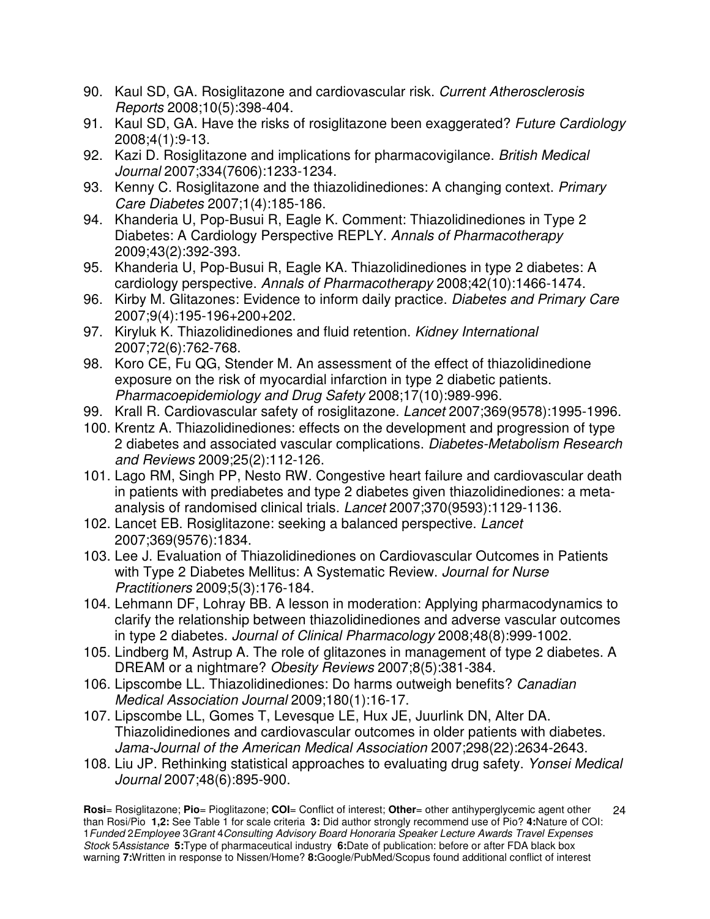90. Kaul SD, GA. Rosiglitazone and cardiovascular risk. *Current Atherosclerosis Reports* 2008;10(5):398-404.
91. Kaul SD, GA. Have the risks of rosiglitazone been exaggerated? *Future Cardiology* 2008;4(1):9-13.
92. Kazi D. Rosiglitazone and implications for pharmacovigilance. *British Medical Journal* 2007;334(7606):1233-1234.
93. Kenny C. Rosiglitazone and the thiazolidinediones: A changing context. *Primary Care Diabetes* 2007;1(4):185-186.
94. Khanderia U, Pop-Busui R, Eagle K. Comment: Thiazolidinediones in Type 2 Diabetes: A Cardiology Perspective REPLY. *Annals of Pharmacotherapy* 2009;43(2):392-393.
95. Khanderia U, Pop-Busui R, Eagle KA. Thiazolidinediones in type 2 diabetes: A cardiology perspective. *Annals of Pharmacotherapy* 2008;42(10):1466-1474.
96. Kirby M. Glitazones: Evidence to inform daily practice. *Diabetes and Primary Care* 2007;9(4):195-196+200+202.
97. Kiryluk K. Thiazolidinediones and fluid retention. *Kidney International* 2007;72(6):762-768.
98. Koro CE, Fu QG, Stender M. An assessment of the effect of thiazolidinedione exposure on the risk of myocardial infarction in type 2 diabetic patients. *Pharmacoepidemiology and Drug Safety* 2008;17(10):989-996.
99. Krall R. Cardiovascular safety of rosiglitazone. *Lancet* 2007;369(9578):1995-1996.
100. Krentz A. Thiazolidinediones: effects on the development and progression of type 2 diabetes and associated vascular complications. *Diabetes-Metabolism Research and Reviews* 2009;25(2):112-126.
101. Lago RM, Singh PP, Nesto RW. Congestive heart failure and cardiovascular death in patients with prediabetes and type 2 diabetes given thiazolidinediones: a meta-analysis of randomised clinical trials. *Lancet* 2007;370(9593):1129-1136.
102. Lancet EB. Rosiglitazone: seeking a balanced perspective. *Lancet* 2007;369(9576):1834.
103. Lee J. Evaluation of Thiazolidinediones on Cardiovascular Outcomes in Patients with Type 2 Diabetes Mellitus: A Systematic Review. *Journal for Nurse Practitioners* 2009;5(3):176-184.
104. Lehmann DF, Lohray BB. A lesson in moderation: Applying pharmacodynamics to clarify the relationship between thiazolidinediones and adverse vascular outcomes in type 2 diabetes. *Journal of Clinical Pharmacology* 2008;48(8):999-1002.
105. Lindberg M, Astrup A. The role of glitazones in management of type 2 diabetes. A DREAM or a nightmare? *Obesity Reviews* 2007;8(5):381-384.
106. Lipscombe LL. Thiazolidinediones: Do harms outweigh benefits? *Canadian Medical Association Journal* 2009;180(1):16-17.
107. Lipscombe LL, Gomes T, Levesque LE, Hux JE, Juurlink DN, Alter DA. Thiazolidinediones and cardiovascular outcomes in older patients with diabetes. *Jama-Journal of the American Medical Association* 2007;298(22):2634-2643.
108. Liu JP. Rethinking statistical approaches to evaluating drug safety. *Yonsei Medical Journal* 2007;48(6):895-900.

**Rosi**= Rosiglitazone; **Pio**= Pioglitazone; **COI**= Conflict of interest; **Other**= other antihyperglycemic agent other than Rosi/Pio **1,2:** See Table 1 for scale criteria **3:** Did author strongly recommend use of Pio? **4:**Nature of COI: 1*Funded* 2*Employee* 3*Grant* 4*Consulting Advisory Board Honoraria Speaker Lecture Awards Travel Expenses Stock* 5*Assistance* **5:**Type of pharmaceutical industry **6:**Date of publication: before or after FDA black box warning **7:**Written in response to Nissen/Home? **8:**Google/PubMed/Scopus found additional conflict of interest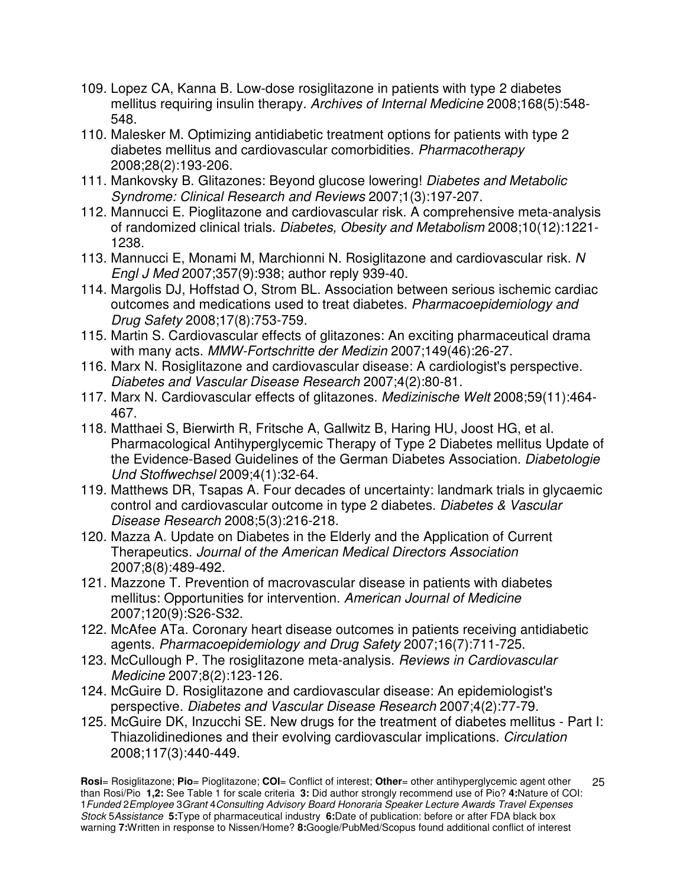109. Lopez CA, Kanna B. Low-dose rosiglitazone in patients with type 2 diabetes mellitus requiring insulin therapy. *Archives of Internal Medicine* 2008;168(5):548-548.
110. Malesker M. Optimizing antidiabetic treatment options for patients with type 2 diabetes mellitus and cardiovascular comorbidities. *Pharmacotherapy* 2008;28(2):193-206.
111. Mankovsky B. Glitazones: Beyond glucose lowering! *Diabetes and Metabolic Syndrome: Clinical Research and Reviews* 2007;1(3):197-207.
112. Mannucci E. Pioglitazone and cardiovascular risk. A comprehensive meta-analysis of randomized clinical trials. *Diabetes, Obesity and Metabolism* 2008;10(12):1221-1238.
113. Mannucci E, Monami M, Marchionni N. Rosiglitazone and cardiovascular risk. *N Engl J Med* 2007;357(9):938; author reply 939-40.
114. Margolis DJ, Hoffstad O, Strom BL. Association between serious ischemic cardiac outcomes and medications used to treat diabetes. *Pharmacoepidemiology and Drug Safety* 2008;17(8):753-759.
115. Martin S. Cardiovascular effects of glitazones: An exciting pharmaceutical drama with many acts. *MMW-Fortschritte der Medizin* 2007;149(46):26-27.
116. Marx N. Rosiglitazone and cardiovascular disease: A cardiologist's perspective. *Diabetes and Vascular Disease Research* 2007;4(2):80-81.
117. Marx N. Cardiovascular effects of glitazones. *Medizinische Welt* 2008;59(11):464-467.
118. Matthaei S, Bierwirth R, Fritsche A, Gallwitz B, Haring HU, Joost HG, et al. Pharmacological Antihyperglycemic Therapy of Type 2 Diabetes mellitus Update of the Evidence-Based Guidelines of the German Diabetes Association. *Diabetologie Und Stoffwechsel* 2009;4(1):32-64.
119. Matthews DR, Tsapas A. Four decades of uncertainty: landmark trials in glycaemic control and cardiovascular outcome in type 2 diabetes. *Diabetes & Vascular Disease Research* 2008;5(3):216-218.
120. Mazza A. Update on Diabetes in the Elderly and the Application of Current Therapeutics. *Journal of the American Medical Directors Association* 2007;8(8):489-492.
121. Mazzone T. Prevention of macrovascular disease in patients with diabetes mellitus: Opportunities for intervention. *American Journal of Medicine* 2007;120(9):S26-S32.
122. McAfee ATa. Coronary heart disease outcomes in patients receiving antidiabetic agents. *Pharmacoepidemiology and Drug Safety* 2007;16(7):711-725.
123. McCullough P. The rosiglitazone meta-analysis. *Reviews in Cardiovascular Medicine* 2007;8(2):123-126.
124. McGuire D. Rosiglitazone and cardiovascular disease: An epidemiologist's perspective. *Diabetes and Vascular Disease Research* 2007;4(2):77-79.
125. McGuire DK, Inzucchi SE. New drugs for the treatment of diabetes mellitus - Part I: Thiazolidinediones and their evolving cardiovascular implications. *Circulation* 2008;117(3):440-449.

**Rosi**= Rosiglitazone; **Pio**= Pioglitazone; **COI**= Conflict of interest; **Other**= other antihyperglycemic agent other than Rosi/Pio **1,2:** See Table 1 for scale criteria **3:** Did author strongly recommend use of Pio? **4:**Nature of COI: 1*Funded* 2*Employee* 3*Grant* 4*Consulting Advisory Board Honoraria Speaker Lecture Awards Travel Expenses Stock* 5*Assistance* **5:**Type of pharmaceutical industry **6:**Date of publication: before or after FDA black box warning **7:**Written in response to Nissen/Home? **8:**Google/PubMed/Scopus found additional conflict of interest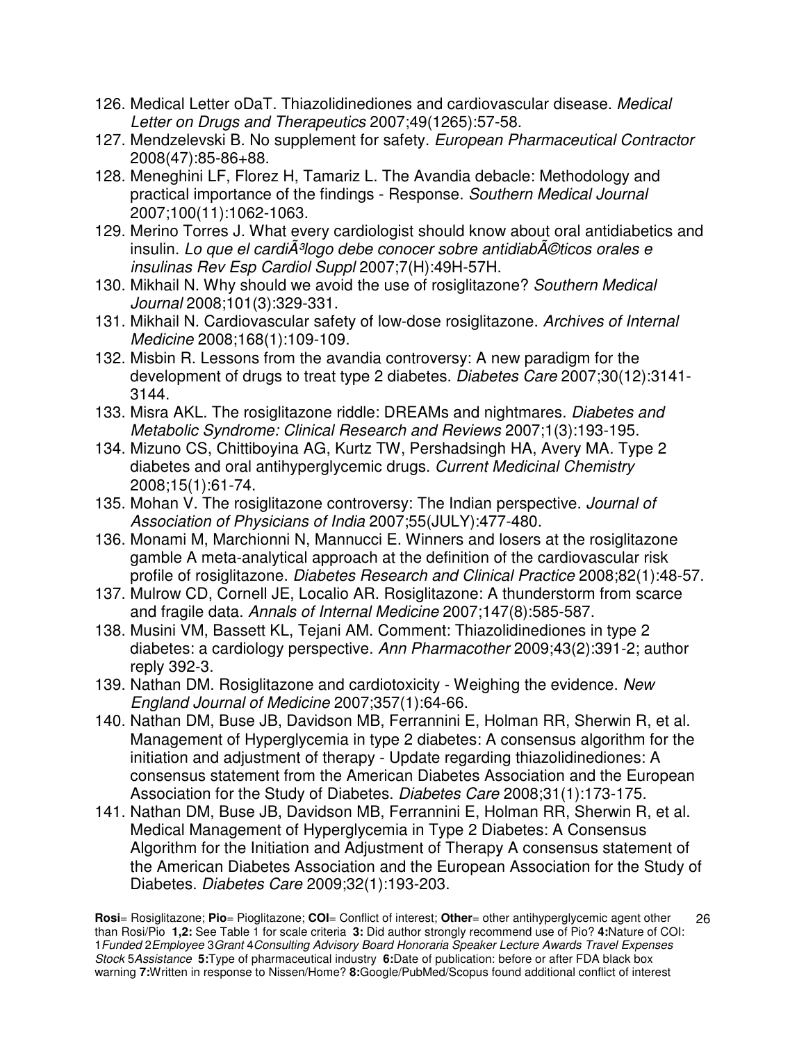126. Medical Letter oDaT. Thiazolidinediones and cardiovascular disease. *Medical Letter on Drugs and Therapeutics* 2007;49(1265):57-58.
127. Mendzelevski B. No supplement for safety. *European Pharmaceutical Contractor* 2008(47):85-86+88.
128. Meneghini LF, Florez H, Tamariz L. The Avandia debacle: Methodology and practical importance of the findings - Response. *Southern Medical Journal* 2007;100(11):1062-1063.
129. Merino Torres J. What every cardiologist should know about oral antidiabetics and insulin. *Lo que el cardiÃ³logo debe conocer sobre antidiabÃ©ticos orales e insulinas Rev Esp Cardiol Suppl* 2007;7(H):49H-57H.
130. Mikhail N. Why should we avoid the use of rosiglitazone? *Southern Medical Journal* 2008;101(3):329-331.
131. Mikhail N. Cardiovascular safety of low-dose rosiglitazone. *Archives of Internal Medicine* 2008;168(1):109-109.
132. Misbin R. Lessons from the avandia controversy: A new paradigm for the development of drugs to treat type 2 diabetes. *Diabetes Care* 2007;30(12):3141-3144.
133. Misra AKL. The rosiglitazone riddle: DREAMs and nightmares. *Diabetes and Metabolic Syndrome: Clinical Research and Reviews* 2007;1(3):193-195.
134. Mizuno CS, Chittiboyina AG, Kurtz TW, Pershadsingh HA, Avery MA. Type 2 diabetes and oral antihyperglycemic drugs. *Current Medicinal Chemistry* 2008;15(1):61-74.
135. Mohan V. The rosiglitazone controversy: The Indian perspective. *Journal of Association of Physicians of India* 2007;55(JULY):477-480.
136. Monami M, Marchionni N, Mannucci E. Winners and losers at the rosiglitazone gamble A meta-analytical approach at the definition of the cardiovascular risk profile of rosiglitazone. *Diabetes Research and Clinical Practice* 2008;82(1):48-57.
137. Mulrow CD, Cornell JE, Localio AR. Rosiglitazone: A thunderstorm from scarce and fragile data. *Annals of Internal Medicine* 2007;147(8):585-587.
138. Musini VM, Bassett KL, Tejani AM. Comment: Thiazolidinediones in type 2 diabetes: a cardiology perspective. *Ann Pharmacother* 2009;43(2):391-2; author reply 392-3.
139. Nathan DM. Rosiglitazone and cardiotoxicity - Weighing the evidence. *New England Journal of Medicine* 2007;357(1):64-66.
140. Nathan DM, Buse JB, Davidson MB, Ferrannini E, Holman RR, Sherwin R, et al. Management of Hyperglycemia in type 2 diabetes: A consensus algorithm for the initiation and adjustment of therapy - Update regarding thiazolidinediones: A consensus statement from the American Diabetes Association and the European Association for the Study of Diabetes. *Diabetes Care* 2008;31(1):173-175.
141. Nathan DM, Buse JB, Davidson MB, Ferrannini E, Holman RR, Sherwin R, et al. Medical Management of Hyperglycemia in Type 2 Diabetes: A Consensus Algorithm for the Initiation and Adjustment of Therapy A consensus statement of the American Diabetes Association and the European Association for the Study of Diabetes. *Diabetes Care* 2009;32(1):193-203.

**Rosi**= Rosiglitazone; **Pio**= Pioglitazone; **COI**= Conflict of interest; **Other**= other antihyperglycemic agent other than Rosi/Pio **1,2:** See Table 1 for scale criteria **3:** Did author strongly recommend use of Pio? **4:**Nature of COI: 1*Funded* 2*Employee* 3*Grant* 4*Consulting Advisory Board Honoraria Speaker Lecture Awards Travel Expenses Stock* 5*Assistance* **5:**Type of pharmaceutical industry **6:**Date of publication: before or after FDA black box warning **7:**Written in response to Nissen/Home? **8:**Google/PubMed/Scopus found additional conflict of interest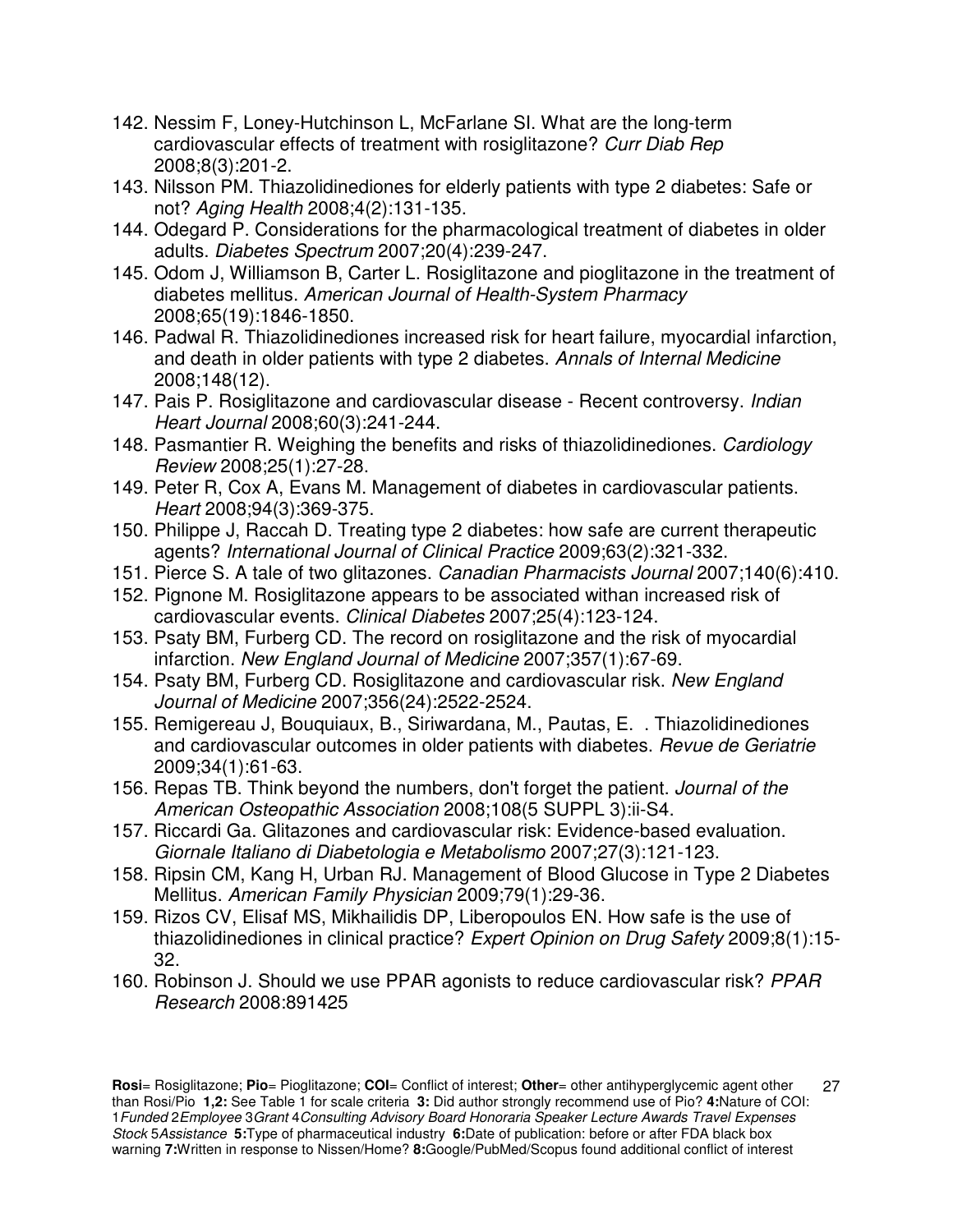142. Nessim F, Loney-Hutchinson L, McFarlane SI. What are the long-term cardiovascular effects of treatment with rosiglitazone? *Curr Diab Rep* 2008;8(3):201-2.
143. Nilsson PM. Thiazolidinediones for elderly patients with type 2 diabetes: Safe or not? *Aging Health* 2008;4(2):131-135.
144. Odegard P. Considerations for the pharmacological treatment of diabetes in older adults. *Diabetes Spectrum* 2007;20(4):239-247.
145. Odom J, Williamson B, Carter L. Rosiglitazone and pioglitazone in the treatment of diabetes mellitus. *American Journal of Health-System Pharmacy* 2008;65(19):1846-1850.
146. Padwal R. Thiazolidinediones increased risk for heart failure, myocardial infarction, and death in older patients with type 2 diabetes. *Annals of Internal Medicine* 2008;148(12).
147. Pais P. Rosiglitazone and cardiovascular disease - Recent controversy. *Indian Heart Journal* 2008;60(3):241-244.
148. Pasmantier R. Weighing the benefits and risks of thiazolidinediones. *Cardiology Review* 2008;25(1):27-28.
149. Peter R, Cox A, Evans M. Management of diabetes in cardiovascular patients. *Heart* 2008;94(3):369-375.
150. Philippe J, Raccah D. Treating type 2 diabetes: how safe are current therapeutic agents? *International Journal of Clinical Practice* 2009;63(2):321-332.
151. Pierce S. A tale of two glitazones. *Canadian Pharmacists Journal* 2007;140(6):410.
152. Pignone M. Rosiglitazone appears to be associated withan increased risk of cardiovascular events. *Clinical Diabetes* 2007;25(4):123-124.
153. Psaty BM, Furberg CD. The record on rosiglitazone and the risk of myocardial infarction. *New England Journal of Medicine* 2007;357(1):67-69.
154. Psaty BM, Furberg CD. Rosiglitazone and cardiovascular risk. *New England Journal of Medicine* 2007;356(24):2522-2524.
155. Remigereau J, Bouquiaux, B., Siriwardana, M., Pautas, E. . Thiazolidinediones and cardiovascular outcomes in older patients with diabetes. *Revue de Geriatrie* 2009;34(1):61-63.
156. Repas TB. Think beyond the numbers, don't forget the patient. *Journal of the American Osteopathic Association* 2008;108(5 SUPPL 3):ii-S4.
157. Riccardi Ga. Glitazones and cardiovascular risk: Evidence-based evaluation. *Giornale Italiano di Diabetologia e Metabolismo* 2007;27(3):121-123.
158. Ripsin CM, Kang H, Urban RJ. Management of Blood Glucose in Type 2 Diabetes Mellitus. *American Family Physician* 2009;79(1):29-36.
159. Rizos CV, Elisaf MS, Mikhailidis DP, Liberopoulos EN. How safe is the use of thiazolidinediones in clinical practice? *Expert Opinion on Drug Safety* 2009;8(1):15-32.
160. Robinson J. Should we use PPAR agonists to reduce cardiovascular risk? *PPAR Research* 2008:891425

**Rosi**= Rosiglitazone; **Pio**= Pioglitazone; **COI**= Conflict of interest; **Other**= other antihyperglycemic agent other than Rosi/Pio **1,2:** See Table 1 for scale criteria **3:** Did author strongly recommend use of Pio? **4:**Nature of COI: 1*Funded* 2*Employee* 3*Grant* 4*Consulting Advisory Board Honoraria Speaker Lecture Awards Travel Expenses Stock* 5*Assistance* **5:**Type of pharmaceutical industry **6:**Date of publication: before or after FDA black box warning **7:**Written in response to Nissen/Home? **8:**Google/PubMed/Scopus found additional conflict of interest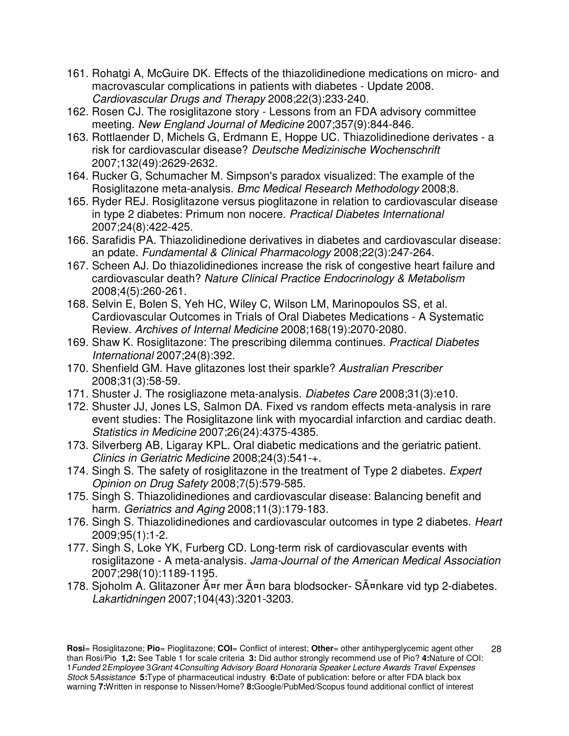161. Rohatgi A, McGuire DK. Effects of the thiazolidinedione medications on micro- and macrovascular complications in patients with diabetes - Update 2008. *Cardiovascular Drugs and Therapy* 2008;22(3):233-240.
162. Rosen CJ. The rosiglitazone story - Lessons from an FDA advisory committee meeting. *New England Journal of Medicine* 2007;357(9):844-846.
163. Rottlaender D, Michels G, Erdmann E, Hoppe UC. Thiazolidinedione derivates - a risk for cardiovascular disease? *Deutsche Medizinische Wochenschrift* 2007;132(49):2629-2632.
164. Rucker G, Schumacher M. Simpson's paradox visualized: The example of the Rosiglitazone meta-analysis. *Bmc Medical Research Methodology* 2008;8.
165. Ryder REJ. Rosiglitazone versus pioglitazone in relation to cardiovascular disease in type 2 diabetes: Primum non nocere. *Practical Diabetes International* 2007;24(8):422-425.
166. Sarafidis PA. Thiazolidinedione derivatives in diabetes and cardiovascular disease: an pdate. *Fundamental & Clinical Pharmacology* 2008;22(3):247-264.
167. Scheen AJ. Do thiazolidinediones increase the risk of congestive heart failure and cardiovascular death? *Nature Clinical Practice Endocrinology & Metabolism* 2008;4(5):260-261.
168. Selvin E, Bolen S, Yeh HC, Wiley C, Wilson LM, Marinopoulos SS, et al. Cardiovascular Outcomes in Trials of Oral Diabetes Medications - A Systematic Review. *Archives of Internal Medicine* 2008;168(19):2070-2080.
169. Shaw K. Rosiglitazone: The prescribing dilemma continues. *Practical Diabetes International* 2007;24(8):392.
170. Shenfield GM. Have glitazones lost their sparkle? *Australian Prescriber* 2008;31(3):58-59.
171. Shuster J. The rosigliazone meta-analysis. *Diabetes Care* 2008;31(3):e10.
172. Shuster JJ, Jones LS, Salmon DA. Fixed vs random effects meta-analysis in rare event studies: The Rosiglitazone link with myocardial infarction and cardiac death. *Statistics in Medicine* 2007;26(24):4375-4385.
173. Silverberg AB, Ligaray KPL. Oral diabetic medications and the geriatric patient. *Clinics in Geriatric Medicine* 2008;24(3):541-+.
174. Singh S. The safety of rosiglitazone in the treatment of Type 2 diabetes. *Expert Opinion on Drug Safety* 2008;7(5):579-585.
175. Singh S. Thiazolidinediones and cardiovascular disease: Balancing benefit and harm. *Geriatrics and Aging* 2008;11(3):179-183.
176. Singh S. Thiazolidinediones and cardiovascular outcomes in type 2 diabetes. *Heart* 2009;95(1):1-2.
177. Singh S, Loke YK, Furberg CD. Long-term risk of cardiovascular events with rosiglitazone - A meta-analysis. *Jama-Journal of the American Medical Association* 2007;298(10):1189-1195.
178. Sjoholm A. Glitazoner Ã¤r mer Ã¤n bara blodsocker- SÃ¤nkare vid typ 2-diabetes. *Lakartidningen* 2007;104(43):3201-3203.

**Rosi**= Rosiglitazone; **Pio**= Pioglitazone; **COI**= Conflict of interest; **Other**= other antihyperglycemic agent other than Rosi/Pio **1,2:** See Table 1 for scale criteria **3:** Did author strongly recommend use of Pio? **4:**Nature of COI: 1*Funded* 2*Employee* 3*Grant* 4*Consulting Advisory Board Honoraria Speaker Lecture Awards Travel Expenses Stock* 5*Assistance* **5:**Type of pharmaceutical industry **6:**Date of publication: before or after FDA black box warning **7:**Written in response to Nissen/Home? **8:**Google/PubMed/Scopus found additional conflict of interest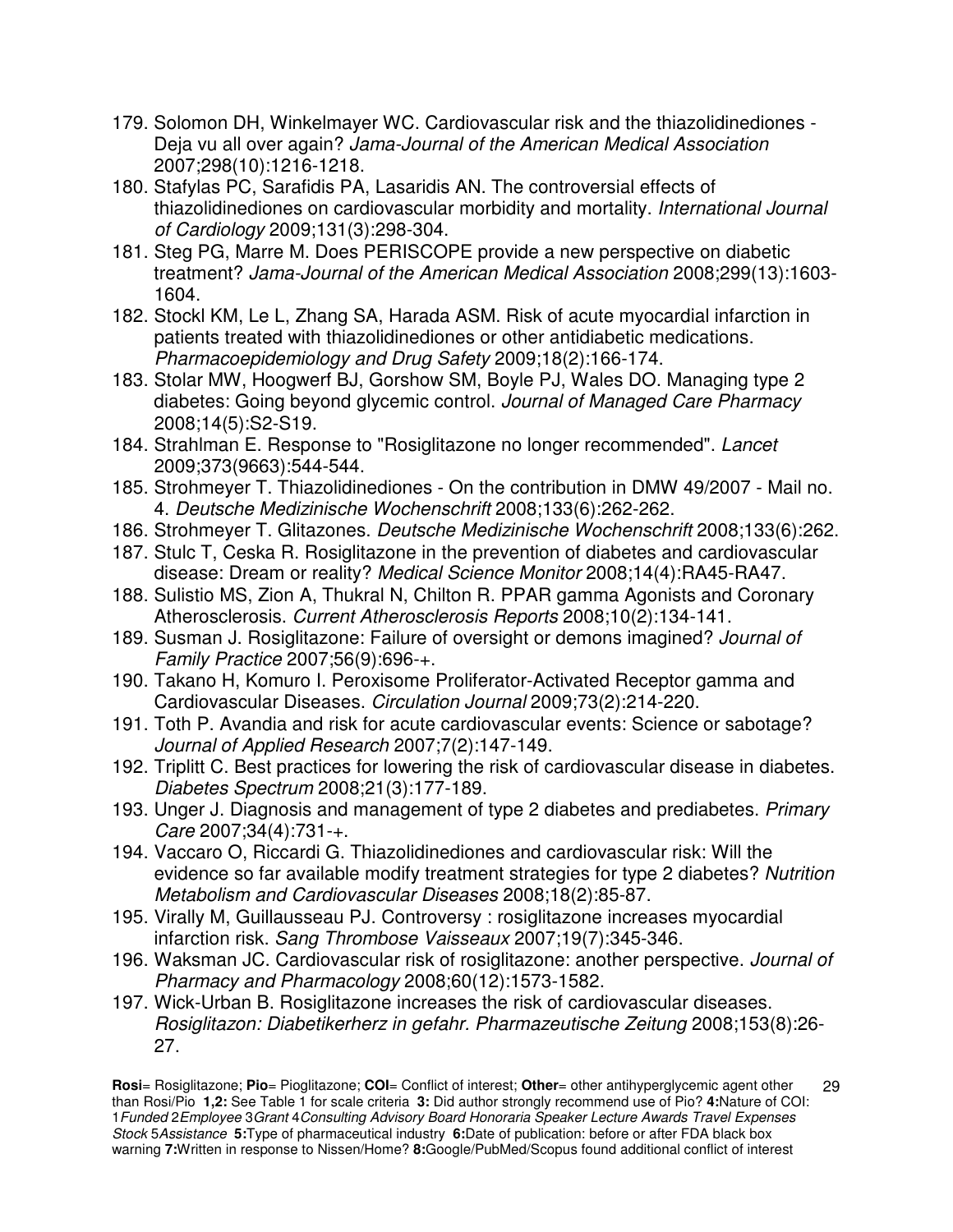179. Solomon DH, Winkelmayer WC. Cardiovascular risk and the thiazolidinediones - Deja vu all over again? *Jama-Journal of the American Medical Association* 2007;298(10):1216-1218.
180. Stafylas PC, Sarafidis PA, Lasaridis AN. The controversial effects of thiazolidinediones on cardiovascular morbidity and mortality. *International Journal of Cardiology* 2009;131(3):298-304.
181. Steg PG, Marre M. Does PERISCOPE provide a new perspective on diabetic treatment? *Jama-Journal of the American Medical Association* 2008;299(13):1603-1604.
182. Stockl KM, Le L, Zhang SA, Harada ASM. Risk of acute myocardial infarction in patients treated with thiazolidinediones or other antidiabetic medications. *Pharmacoepidemiology and Drug Safety* 2009;18(2):166-174.
183. Stolar MW, Hoogwerf BJ, Gorshow SM, Boyle PJ, Wales DO. Managing type 2 diabetes: Going beyond glycemic control. *Journal of Managed Care Pharmacy* 2008;14(5):S2-S19.
184. Strahlman E. Response to "Rosiglitazone no longer recommended". *Lancet* 2009;373(9663):544-544.
185. Strohmeyer T. Thiazolidinediones - On the contribution in DMW 49/2007 - Mail no. 4. *Deutsche Medizinische Wochenschrift* 2008;133(6):262-262.
186. Strohmeyer T. Glitazones. *Deutsche Medizinische Wochenschrift* 2008;133(6):262.
187. Stulc T, Ceska R. Rosiglitazone in the prevention of diabetes and cardiovascular disease: Dream or reality? *Medical Science Monitor* 2008;14(4):RA45-RA47.
188. Sulistio MS, Zion A, Thukral N, Chilton R. PPAR gamma Agonists and Coronary Atherosclerosis. *Current Atherosclerosis Reports* 2008;10(2):134-141.
189. Susman J. Rosiglitazone: Failure of oversight or demons imagined? *Journal of Family Practice* 2007;56(9):696-+.
190. Takano H, Komuro I. Peroxisome Proliferator-Activated Receptor gamma and Cardiovascular Diseases. *Circulation Journal* 2009;73(2):214-220.
191. Toth P. Avandia and risk for acute cardiovascular events: Science or sabotage? *Journal of Applied Research* 2007;7(2):147-149.
192. Triplitt C. Best practices for lowering the risk of cardiovascular disease in diabetes. *Diabetes Spectrum* 2008;21(3):177-189.
193. Unger J. Diagnosis and management of type 2 diabetes and prediabetes. *Primary Care* 2007;34(4):731-+.
194. Vaccaro O, Riccardi G. Thiazolidinediones and cardiovascular risk: Will the evidence so far available modify treatment strategies for type 2 diabetes? *Nutrition Metabolism and Cardiovascular Diseases* 2008;18(2):85-87.
195. Virally M, Guillausseau PJ. Controversy : rosiglitazone increases myocardial infarction risk. *Sang Thrombose Vaisseaux* 2007;19(7):345-346.
196. Waksman JC. Cardiovascular risk of rosiglitazone: another perspective. *Journal of Pharmacy and Pharmacology* 2008;60(12):1573-1582.
197. Wick-Urban B. Rosiglitazone increases the risk of cardiovascular diseases. *Rosiglitazon: Diabetikerherz in gefahr. Pharmazeutische Zeitung* 2008;153(8):26-27.

**Rosi**= Rosiglitazone; **Pio**= Pioglitazone; **COI**= Conflict of interest; **Other**= other antihyperglycemic agent other than Rosi/Pio **1,2:** See Table 1 for scale criteria **3:** Did author strongly recommend use of Pio? **4:**Nature of COI: 1*Funded* 2*Employee* 3*Grant* 4*Consulting Advisory Board Honoraria Speaker Lecture Awards Travel Expenses Stock* 5*Assistance* **5:**Type of pharmaceutical industry **6:**Date of publication: before or after FDA black box warning **7:**Written in response to Nissen/Home? **8:**Google/PubMed/Scopus found additional conflict of interest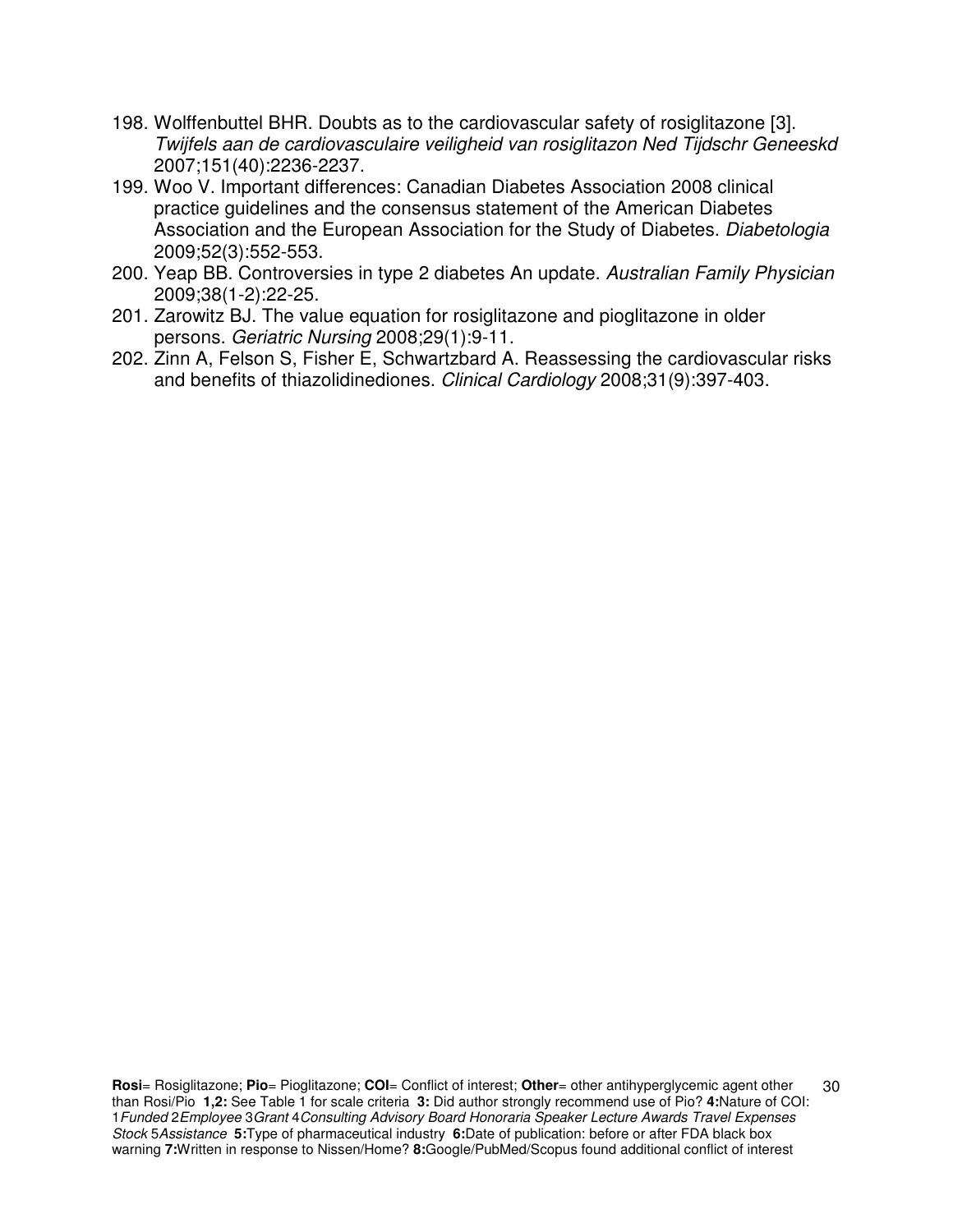198. Wolffenbuttel BHR. Doubts as to the cardiovascular safety of rosiglitazone [3]. *Twijfels aan de cardiovasculaire veiligheid van rosiglitazon Ned Tijdschr Geneeskd* 2007;151(40):2236-2237.
199. Woo V. Important differences: Canadian Diabetes Association 2008 clinical practice guidelines and the consensus statement of the American Diabetes Association and the European Association for the Study of Diabetes. *Diabetologia* 2009;52(3):552-553.
200. Yeap BB. Controversies in type 2 diabetes An update. *Australian Family Physician* 2009;38(1-2):22-25.
201. Zarowitz BJ. The value equation for rosiglitazone and pioglitazone in older persons. *Geriatric Nursing* 2008;29(1):9-11.
202. Zinn A, Felson S, Fisher E, Schwartzbard A. Reassessing the cardiovascular risks and benefits of thiazolidinediones. *Clinical Cardiology* 2008;31(9):397-403.

**Rosi**= Rosiglitazone; **Pio**= Pioglitazone; **COI**= Conflict of interest; **Other**= other antihyperglycemic agent other than Rosi/Pio **1,2:** See Table 1 for scale criteria **3:** Did author strongly recommend use of Pio? **4:**Nature of COI: 1*Funded* 2*Employee* 3*Grant* 4*Consulting Advisory Board Honoraria Speaker Lecture Awards Travel Expenses Stock* 5*Assistance* **5:**Type of pharmaceutical industry **6:**Date of publication: before or after FDA black box warning **7:**Written in response to Nissen/Home? **8:**Google/PubMed/Scopus found additional conflict of interest